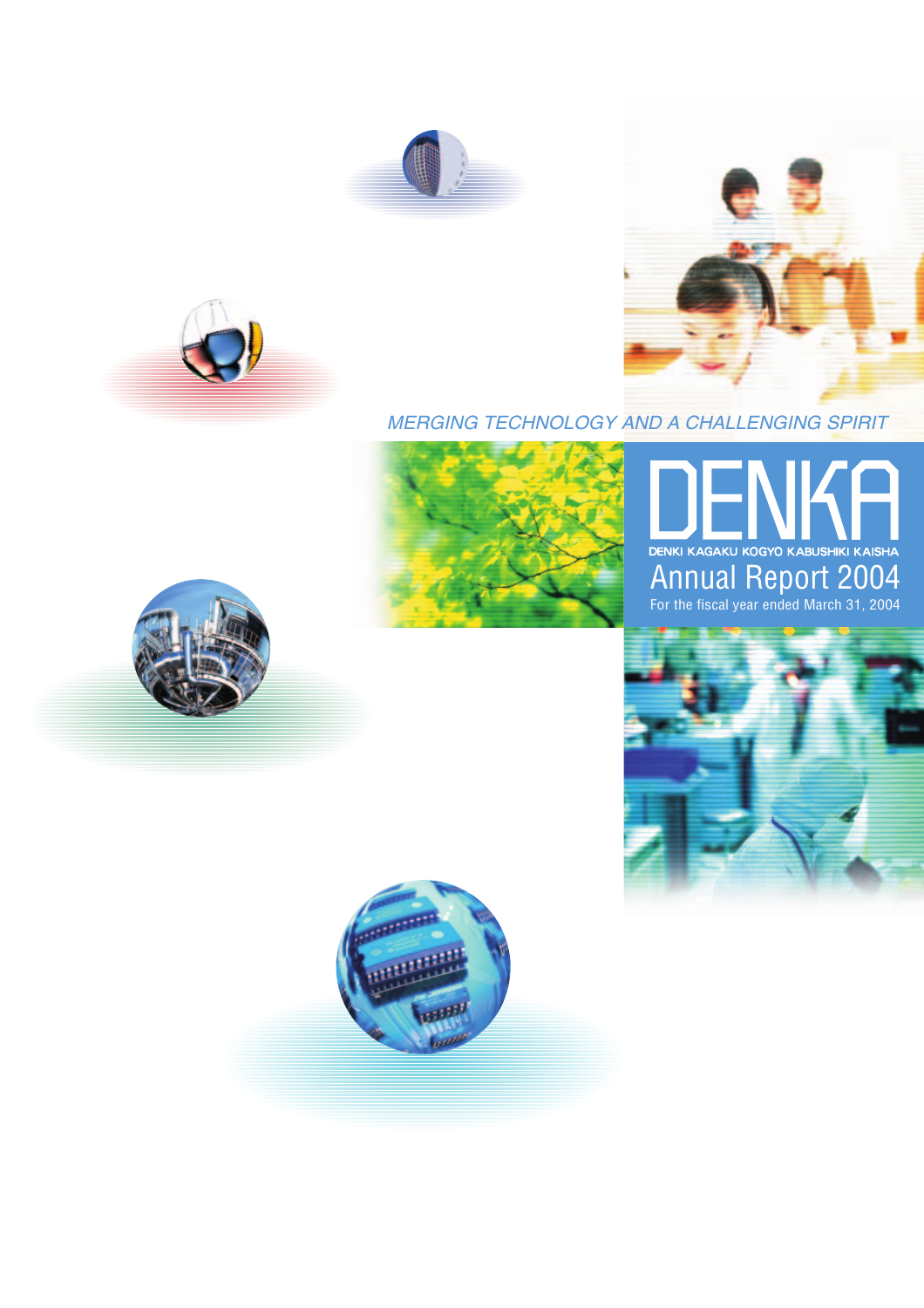*MERGING TECHNOLOGY AND A CHALLENGING SPIRIT*

# DENKA

DENKI KAGAKU KOGYO KABUSHIKI KAISHA

## Annual Report 2004

For the fiscal year ended March 31, 2004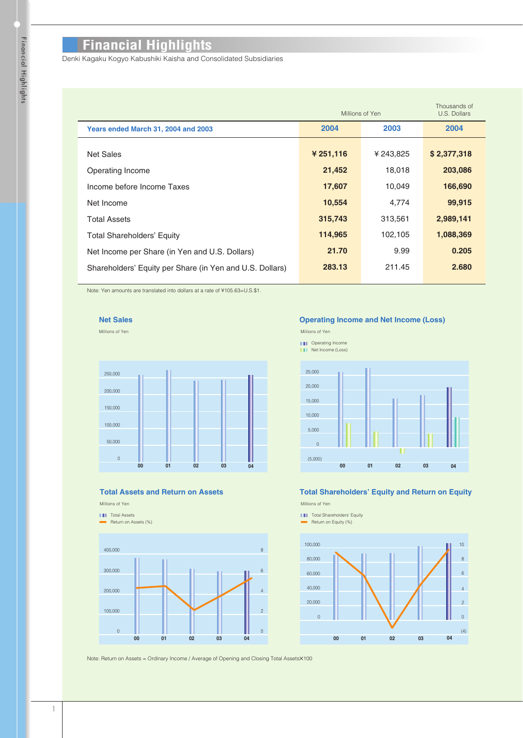# Financial Highlights

Denki Kagaku Kogyo Kabushiki Kaisha and Consolidated Subsidiaries

| | Millions of Yen | | Thousands of U.S. Dollars |
|---|---|---|---|
| **Years ended March 31, 2004 and 2003** | **2004** | **2003** | **2004** |
| Net Sales | **¥ 251,116** | ¥ 243,825 | **$ 2,377,318** |
| Operating Income | **21,452** | 18,018 | **203,086** |
| Income before Income Taxes | **17,607** | 10,049 | **166,690** |
| Net Income | **10,554** | 4,774 | **99,915** |
| Total Assets | **315,743** | 313,561 | **2,989,141** |
| Total Shareholders' Equity | **114,965** | 102,105 | **1,088,369** |
| Net Income per Share (in Yen and U.S. Dollars) | **21.70** | 9.99 | **0.205** |
| Shareholders' Equity per Share (in Yen and U.S. Dollars) | **283.13** | 211.45 | **2.680** |

Note: Yen amounts are translated into dollars at a rate of ¥105.63=U.S.$1.

### Net Sales

Millions of Yen

### Operating Income and Net Income (Loss)

Millions of Yen

Operating Income
Net Income (Loss)

### Total Assets and Return on Assets

Millions of Yen

Total Assets
Return on Assets (%)

### Total Shareholders' Equity and Return on Equity

Millions of Yen

Total Shareholders' Equity
Return on Equity (%)

Note: Return on Assets = Ordinary Income / Average of Opening and Closing Total Assets×100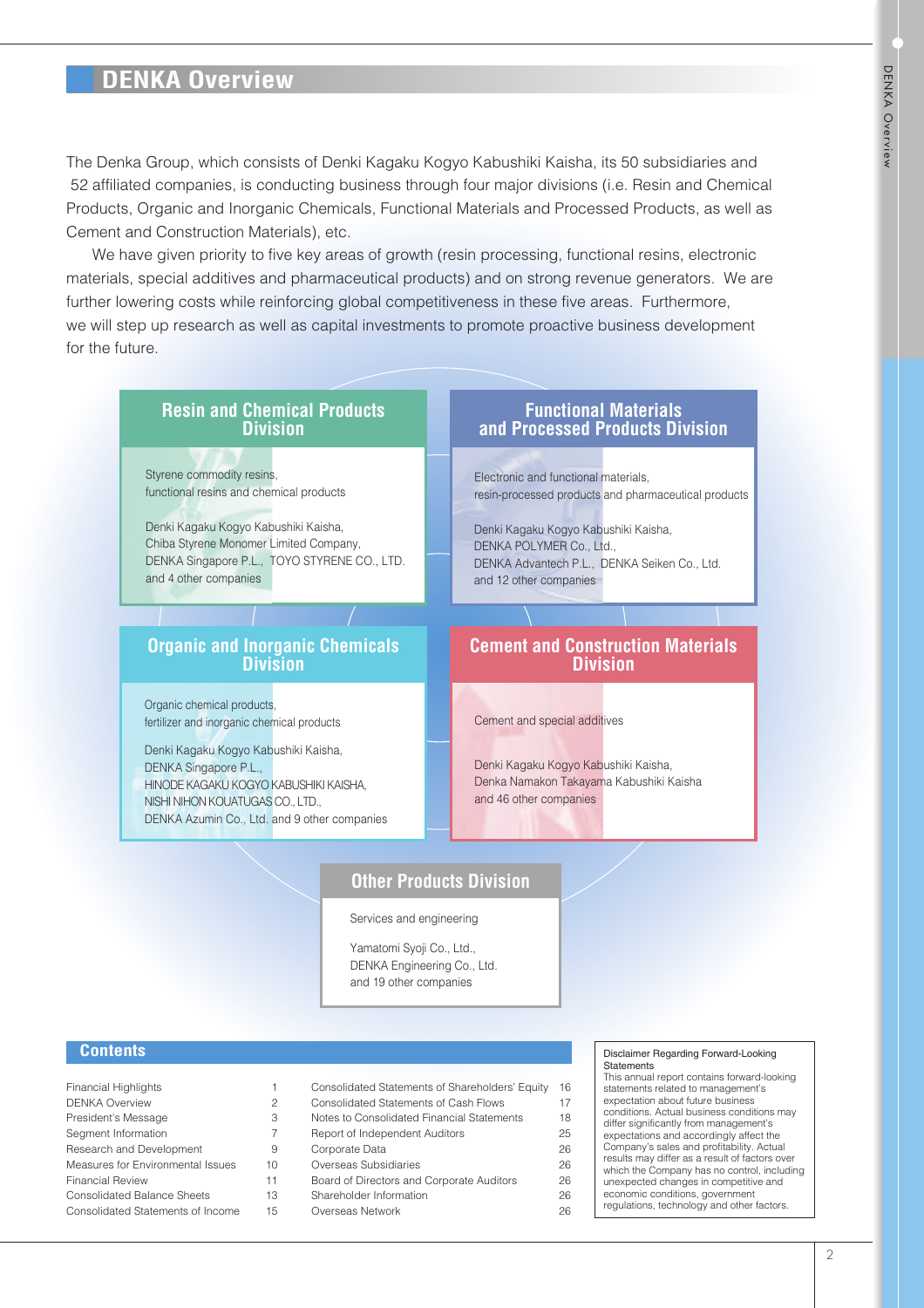# DENKA Overview

The Denka Group, which consists of Denki Kagaku Kogyo Kabushiki Kaisha, its 50 subsidiaries and 52 affiliated companies, is conducting business through four major divisions (i.e. Resin and Chemical Products, Organic and Inorganic Chemicals, Functional Materials and Processed Products, as well as Cement and Construction Materials), etc.

We have given priority to five key areas of growth (resin processing, functional resins, electronic materials, special additives and pharmaceutical products) and on strong revenue generators. We are further lowering costs while reinforcing global competitiveness in these five areas. Furthermore, we will step up research as well as capital investments to promote proactive business development for the future.

## Resin and Chemical Products Division

Styrene commodity resins, functional resins and chemical products

Denki Kagaku Kogyo Kabushiki Kaisha, Chiba Styrene Monomer Limited Company, DENKA Singapore P.L., TOYO STYRENE CO., LTD. and 4 other companies

## Functional Materials and Processed Products Division

Electronic and functional materials, resin-processed products and pharmaceutical products

Denki Kagaku Kogyo Kabushiki Kaisha, DENKA POLYMER Co., Ltd., DENKA Advantech P.L., DENKA Seiken Co., Ltd. and 12 other companies

## Organic and Inorganic Chemicals Division

Organic chemical products, fertilizer and inorganic chemical products

Denki Kagaku Kogyo Kabushiki Kaisha, DENKA Singapore P.L., HINODE KAGAKU KOGYO KABUSHIKI KAISHA, NISHI NIHON KOUATUGAS CO., LTD., DENKA Azumin Co., Ltd. and 9 other companies

## Cement and Construction Materials Division

Cement and special additives

Denki Kagaku Kogyo Kabushiki Kaisha, Denka Namakon Takayama Kabushiki Kaisha and 46 other companies

## Other Products Division

Services and engineering

Yamatomi Syoji Co., Ltd., DENKA Engineering Co., Ltd. and 19 other companies

## Contents

| | | | |
|---|---|---|---|
| Financial Highlights | 1 | Consolidated Statements of Shareholders' Equity | 16 |
| DENKA Overview | 2 | Consolidated Statements of Cash Flows | 17 |
| President's Message | 3 | Notes to Consolidated Financial Statements | 18 |
| Segment Information | 7 | Report of Independent Auditors | 25 |
| Research and Development | 9 | Corporate Data | 26 |
| Measures for Environmental Issues | 10 | Overseas Subsidiaries | 26 |
| Financial Review | 11 | Board of Directors and Corporate Auditors | 26 |
| Consolidated Balance Sheets | 13 | Shareholder Information | 26 |
| Consolidated Statements of Income | 15 | Overseas Network | 26 |

**Disclaimer Regarding Forward-Looking Statements**

This annual report contains forward-looking statements related to management's expectation about future business conditions. Actual business conditions may differ significantly from management's expectations and accordingly affect the Company's sales and profitability. Actual results may differ as a result of factors over which the Company has no control, including unexpected changes in competitive and economic conditions, government regulations, technology and other factors.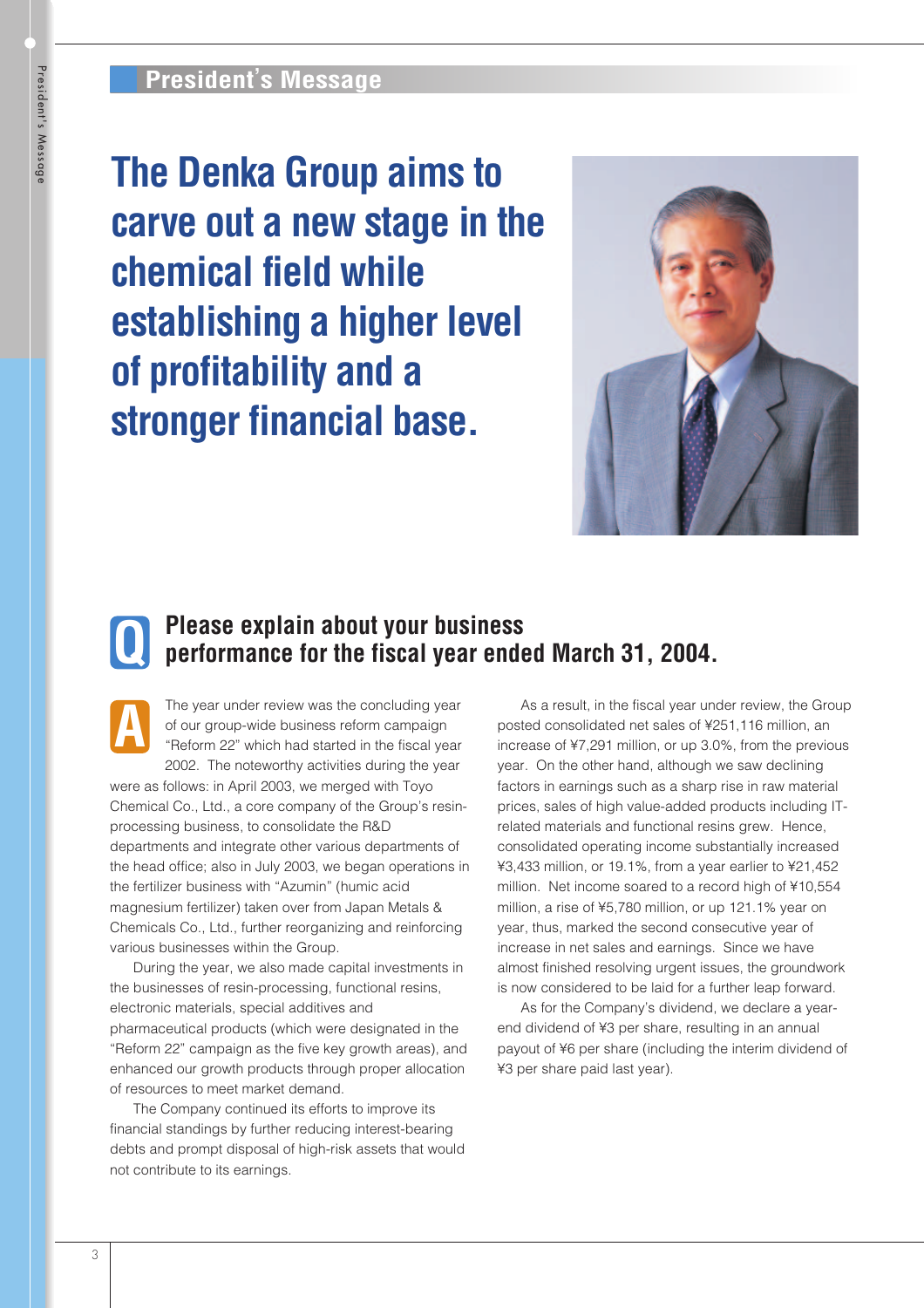## President's Message

# The Denka Group aims to carve out a new stage in the chemical field while establishing a higher level of profitability and a stronger financial base.

### Q Please explain about your business performance for the fiscal year ended March 31, 2004.

**A** The year under review was the concluding year of our group-wide business reform campaign "Reform 22" which had started in the fiscal year 2002. The noteworthy activities during the year were as follows: in April 2003, we merged with Toyo Chemical Co., Ltd., a core company of the Group's resin-processing business, to consolidate the R&D departments and integrate other various departments of the head office; also in July 2003, we began operations in the fertilizer business with "Azumin" (humic acid magnesium fertilizer) taken over from Japan Metals & Chemicals Co., Ltd., further reorganizing and reinforcing various businesses within the Group.

During the year, we also made capital investments in the businesses of resin-processing, functional resins, electronic materials, special additives and pharmaceutical products (which were designated in the "Reform 22" campaign as the five key growth areas), and enhanced our growth products through proper allocation of resources to meet market demand.

The Company continued its efforts to improve its financial standings by further reducing interest-bearing debts and prompt disposal of high-risk assets that would not contribute to its earnings.

As a result, in the fiscal year under review, the Group posted consolidated net sales of ¥251,116 million, an increase of ¥7,291 million, or up 3.0%, from the previous year. On the other hand, although we saw declining factors in earnings such as a sharp rise in raw material prices, sales of high value-added products including IT-related materials and functional resins grew. Hence, consolidated operating income substantially increased ¥3,433 million, or 19.1%, from a year earlier to ¥21,452 million. Net income soared to a record high of ¥10,554 million, a rise of ¥5,780 million, or up 121.1% year on year, thus, marked the second consecutive year of increase in net sales and earnings. Since we have almost finished resolving urgent issues, the groundwork is now considered to be laid for a further leap forward.

As for the Company's dividend, we declare a year-end dividend of ¥3 per share, resulting in an annual payout of ¥6 per share (including the interim dividend of ¥3 per share paid last year).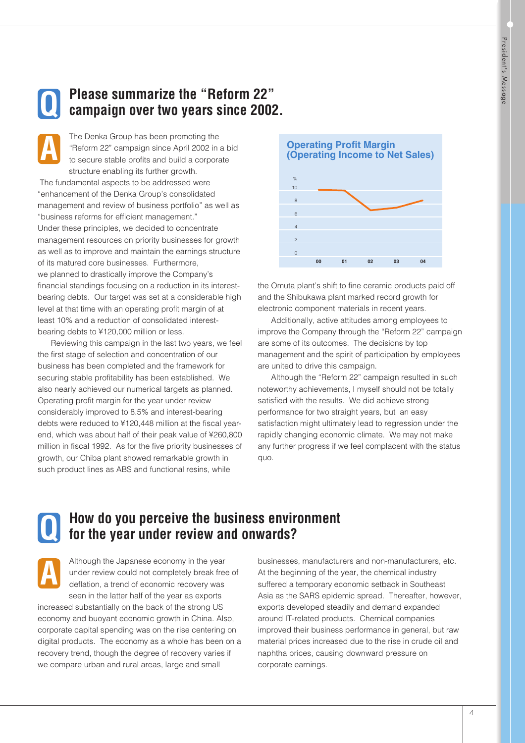## Q Please summarize the "Reform 22" campaign over two years since 2002.

**A** The Denka Group has been promoting the "Reform 22" campaign since April 2002 in a bid to secure stable profits and build a corporate structure enabling its further growth.

The fundamental aspects to be addressed were "enhancement of the Denka Group's consolidated management and review of business portfolio" as well as "business reforms for efficient management." Under these principles, we decided to concentrate management resources on priority businesses for growth as well as to improve and maintain the earnings structure of its matured core businesses. Furthermore, we planned to drastically improve the Company's financial standings focusing on a reduction in its interest-bearing debts. Our target was set at a considerable high level at that time with an operating profit margin of at least 10% and a reduction of consolidated interest-bearing debts to ¥120,000 million or less.

Reviewing this campaign in the last two years, we feel the first stage of selection and concentration of our business has been completed and the framework for securing stable profitability has been established. We also nearly achieved our numerical targets as planned. Operating profit margin for the year under review considerably improved to 8.5% and interest-bearing debts were reduced to ¥120,448 million at the fiscal year-end, which was about half of their peak value of ¥260,800 million in fiscal 1992. As for the five priority businesses of growth, our Chiba plant showed remarkable growth in such product lines as ABS and functional resins, while the Omuta plant's shift to fine ceramic products paid off and the Shibukawa plant marked record growth for electronic component materials in recent years.

Additionally, active attitudes among employees to improve the Company through the "Reform 22" campaign are some of its outcomes. The decisions by top management and the spirit of participation by employees are united to drive this campaign.

Although the "Reform 22" campaign resulted in such noteworthy achievements, I myself should not be totally satisfied with the results. We did achieve strong performance for two straight years, but an easy satisfaction might ultimately lead to regression under the rapidly changing economic climate. We may not make any further progress if we feel complacent with the status quo.

**Operating Profit Margin (Operating Income to Net Sales)**

(Line chart, %, scale 0–10; years 00, 01, 02, 03, 04)

## Q How do you perceive the business environment for the year under review and onwards?

**A** Although the Japanese economy in the year under review could not completely break free of deflation, a trend of economic recovery was seen in the latter half of the year as exports increased substantially on the back of the strong US economy and buoyant economic growth in China. Also, corporate capital spending was on the rise centering on digital products. The economy as a whole has been on a recovery trend, though the degree of recovery varies if we compare urban and rural areas, large and small businesses, manufacturers and non-manufacturers, etc. At the beginning of the year, the chemical industry suffered a temporary economic setback in Southeast Asia as the SARS epidemic spread. Thereafter, however, exports developed steadily and demand expanded around IT-related products. Chemical companies improved their business performance in general, but raw material prices increased due to the rise in crude oil and naphtha prices, causing downward pressure on corporate earnings.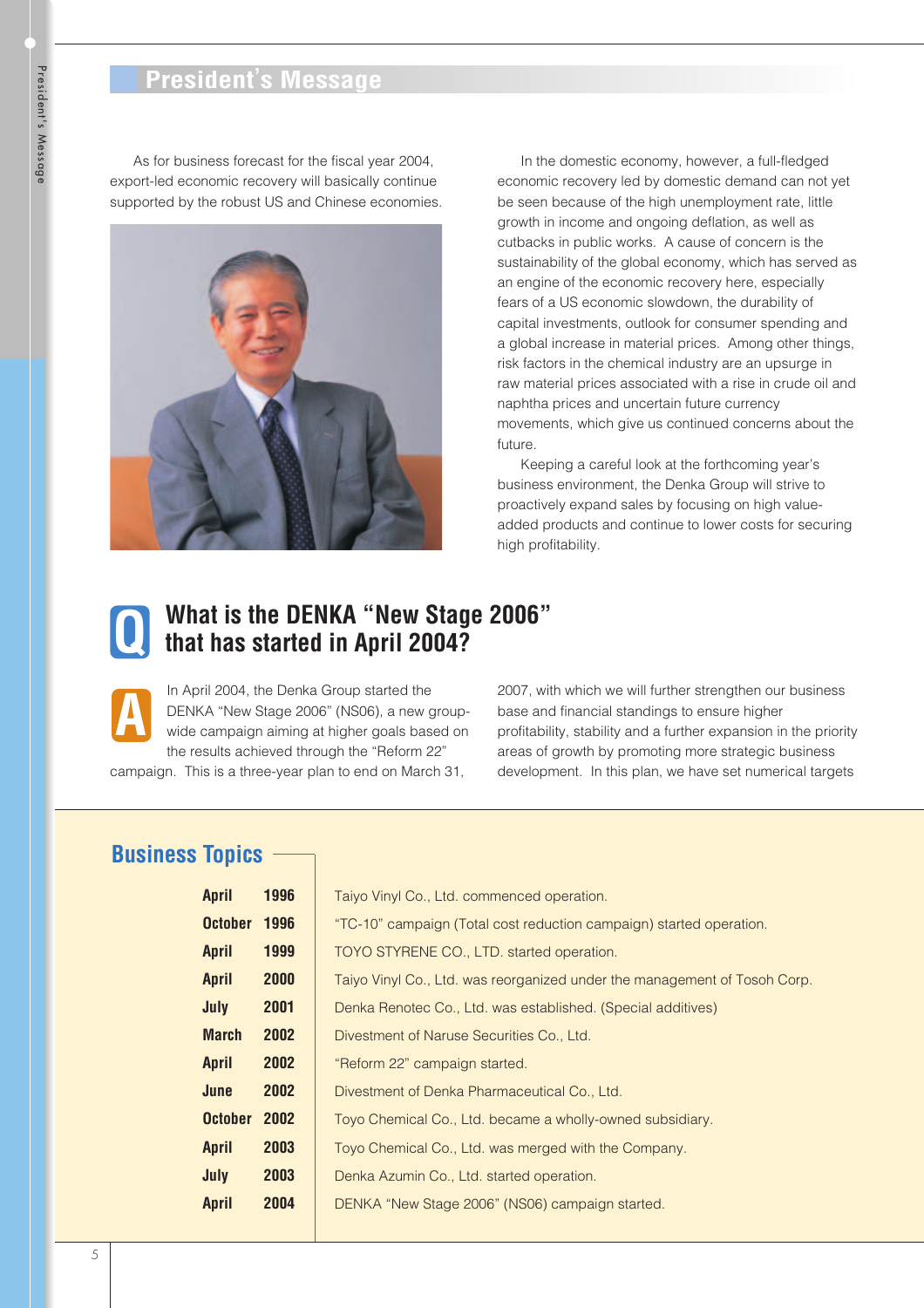## President's Message

As for business forecast for the fiscal year 2004, export-led economic recovery will basically continue supported by the robust US and Chinese economies.

In the domestic economy, however, a full-fledged economic recovery led by domestic demand can not yet be seen because of the high unemployment rate, little growth in income and ongoing deflation, as well as cutbacks in public works. A cause of concern is the sustainability of the global economy, which has served as an engine of the economic recovery here, especially fears of a US economic slowdown, the durability of capital investments, outlook for consumer spending and a global increase in material prices. Among other things, risk factors in the chemical industry are an upsurge in raw material prices associated with a rise in crude oil and naphtha prices and uncertain future currency movements, which give us continued concerns about the future.

Keeping a careful look at the forthcoming year's business environment, the Denka Group will strive to proactively expand sales by focusing on high value-added products and continue to lower costs for securing high profitability.

### Q What is the DENKA "New Stage 2006" that has started in April 2004?

**A** In April 2004, the Denka Group started the DENKA "New Stage 2006" (NS06), a new group-wide campaign aiming at higher goals based on the results achieved through the "Reform 22" campaign. This is a three-year plan to end on March 31, 2007, with which we will further strengthen our business base and financial standings to ensure higher profitability, stability and a further expansion in the priority areas of growth by promoting more strategic business development. In this plan, we have set numerical targets

### Business Topics

| Month | Year | Topic |
|---|---|---|
| April | 1996 | Taiyo Vinyl Co., Ltd. commenced operation. |
| October | 1996 | "TC-10" campaign (Total cost reduction campaign) started operation. |
| April | 1999 | TOYO STYRENE CO., LTD. started operation. |
| April | 2000 | Taiyo Vinyl Co., Ltd. was reorganized under the management of Tosoh Corp. |
| July | 2001 | Denka Renotec Co., Ltd. was established. (Special additives) |
| March | 2002 | Divestment of Naruse Securities Co., Ltd. |
| April | 2002 | "Reform 22" campaign started. |
| June | 2002 | Divestment of Denka Pharmaceutical Co., Ltd. |
| October | 2002 | Toyo Chemical Co., Ltd. became a wholly-owned subsidiary. |
| April | 2003 | Toyo Chemical Co., Ltd. was merged with the Company. |
| July | 2003 | Denka Azumin Co., Ltd. started operation. |
| April | 2004 | DENKA "New Stage 2006" (NS06) campaign started. |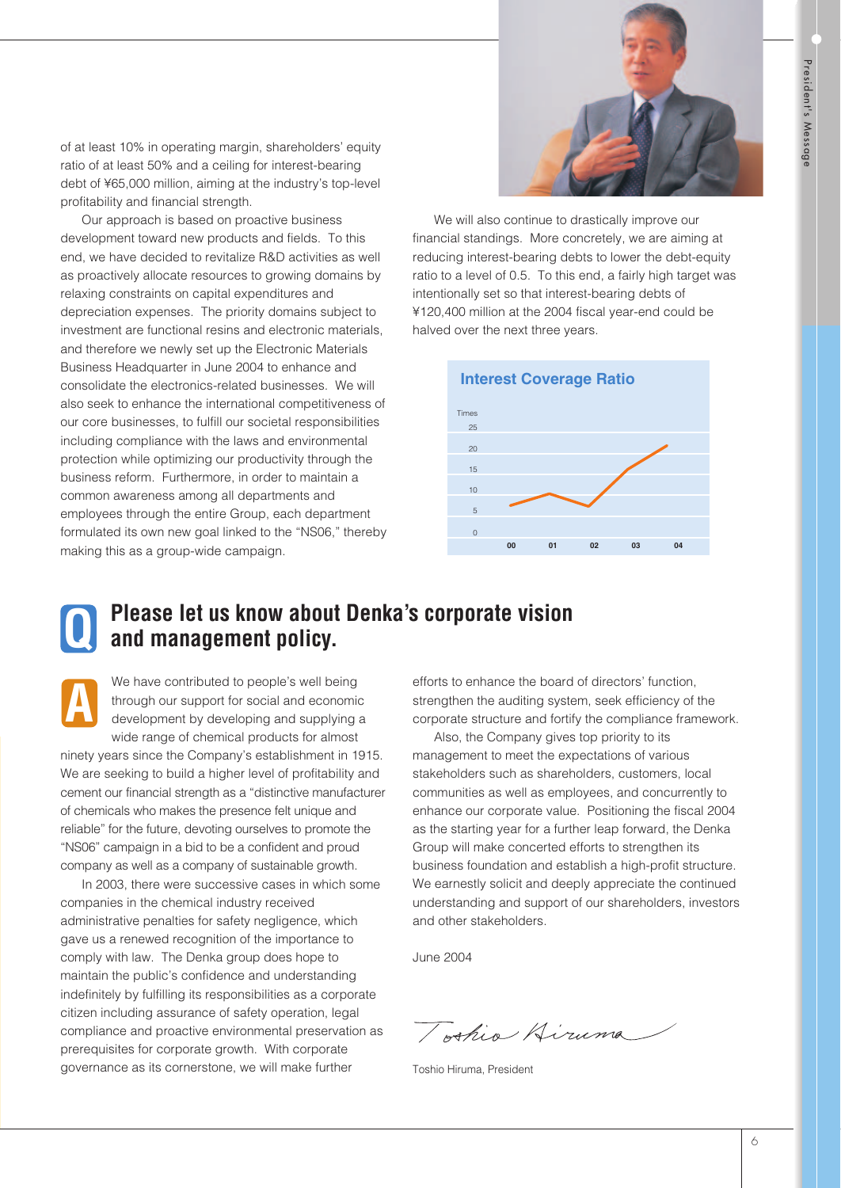of at least 10% in operating margin, shareholders' equity ratio of at least 50% and a ceiling for interest-bearing debt of ¥65,000 million, aiming at the industry's top-level profitability and financial strength.

Our approach is based on proactive business development toward new products and fields. To this end, we have decided to revitalize R&D activities as well as proactively allocate resources to growing domains by relaxing constraints on capital expenditures and depreciation expenses. The priority domains subject to investment are functional resins and electronic materials, and therefore we newly set up the Electronic Materials Business Headquarter in June 2004 to enhance and consolidate the electronics-related businesses. We will also seek to enhance the international competitiveness of our core businesses, to fulfill our societal responsibilities including compliance with the laws and environmental protection while optimizing our productivity through the business reform. Furthermore, in order to maintain a common awareness among all departments and employees through the entire Group, each department formulated its own new goal linked to the "NS06," thereby making this as a group-wide campaign.

We will also continue to drastically improve our financial standings. More concretely, we are aiming at reducing interest-bearing debts to lower the debt-equity ratio to a level of 0.5. To this end, a fairly high target was intentionally set so that interest-bearing debts of ¥120,400 million at the 2004 fiscal year-end could be halved over the next three years.

**Interest Coverage Ratio**

Times

| | 00 | 01 | 02 | 03 | 04 |
|---|---|---|---|---|---|

## Q Please let us know about Denka's corporate vision and management policy.

**A** We have contributed to people's well being through our support for social and economic development by developing and supplying a wide range of chemical products for almost ninety years since the Company's establishment in 1915. We are seeking to build a higher level of profitability and cement our financial strength as a "distinctive manufacturer of chemicals who makes the presence felt unique and reliable" for the future, devoting ourselves to promote the "NS06" campaign in a bid to be a confident and proud company as well as a company of sustainable growth.

In 2003, there were successive cases in which some companies in the chemical industry received administrative penalties for safety negligence, which gave us a renewed recognition of the importance to comply with law. The Denka group does hope to maintain the public's confidence and understanding indefinitely by fulfilling its responsibilities as a corporate citizen including assurance of safety operation, legal compliance and proactive environmental preservation as prerequisites for corporate growth. With corporate governance as its cornerstone, we will make further efforts to enhance the board of directors' function, strengthen the auditing system, seek efficiency of the corporate structure and fortify the compliance framework.

Also, the Company gives top priority to its management to meet the expectations of various stakeholders such as shareholders, customers, local communities as well as employees, and concurrently to enhance our corporate value. Positioning the fiscal 2004 as the starting year for a further leap forward, the Denka Group will make concerted efforts to strengthen its business foundation and establish a high-profit structure. We earnestly solicit and deeply appreciate the continued understanding and support of our shareholders, investors and other stakeholders.

June 2004

Toshio Hiruma

Toshio Hiruma, President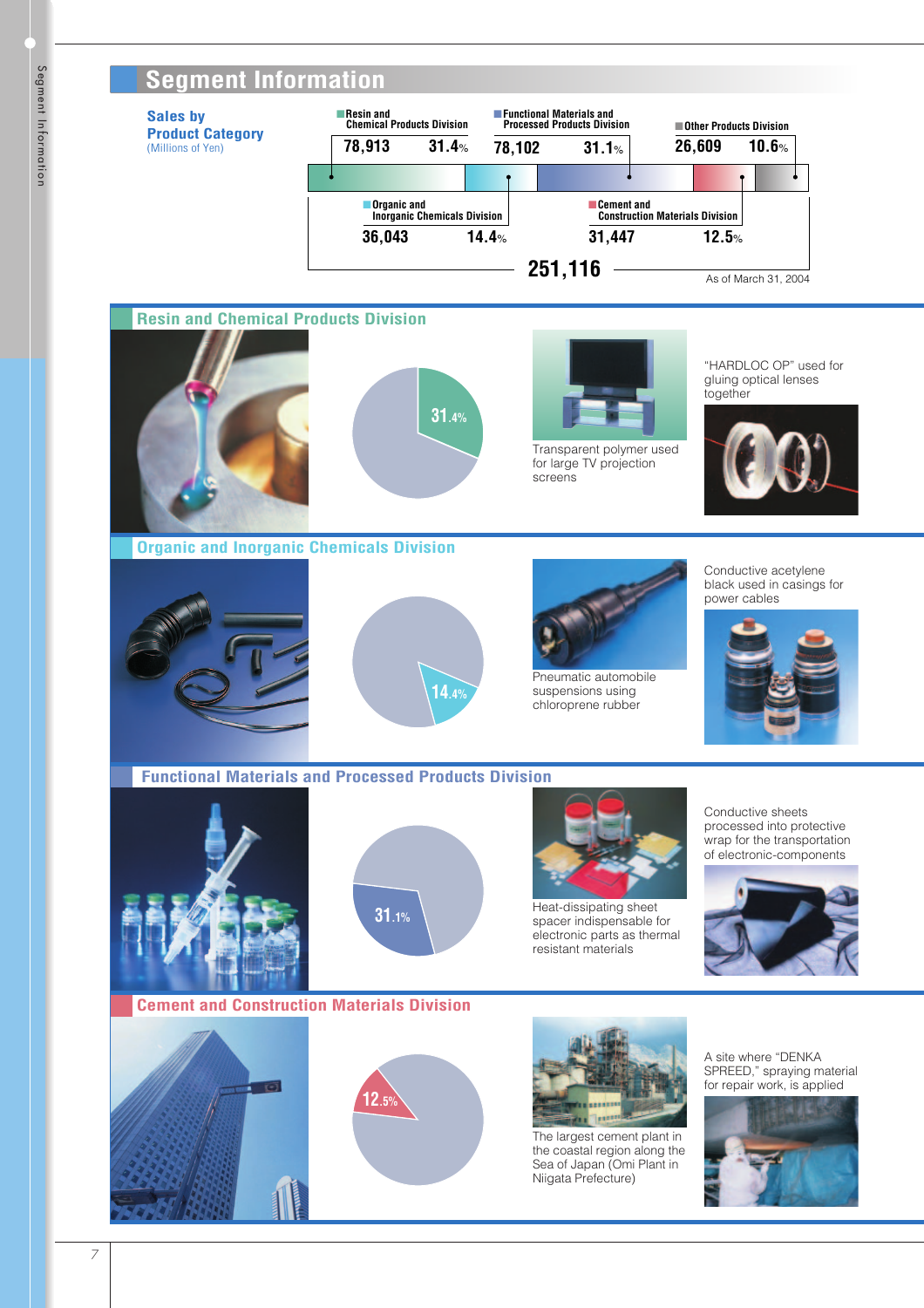# Segment Information

## Sales by Product Category

(Millions of Yen)

| Division | Sales | % |
|---|---|---|
| Resin and Chemical Products Division | 78,913 | 31.4% |
| Organic and Inorganic Chemicals Division | 36,043 | 14.4% |
| Functional Materials and Processed Products Division | 78,102 | 31.1% |
| Cement and Construction Materials Division | 31,447 | 12.5% |
| Other Products Division | 26,609 | 10.6% |
| Total | 251,116 | |

As of March 31, 2004

## Resin and Chemical Products Division

31.4%

Transparent polymer used for large TV projection screens

"HARDLOC OP" used for gluing optical lenses together

## Organic and Inorganic Chemicals Division

14.4%

Pneumatic automobile suspensions using chloroprene rubber

Conductive acetylene black used in casings for power cables

## Functional Materials and Processed Products Division

31.1%

Heat-dissipating sheet spacer indispensable for electronic parts as thermal resistant materials

Conductive sheets processed into protective wrap for the transportation of electronic-components

## Cement and Construction Materials Division

12.5%

The largest cement plant in the coastal region along the Sea of Japan (Omi Plant in Niigata Prefecture)

A site where "DENKA SPREED," spraying material for repair work, is applied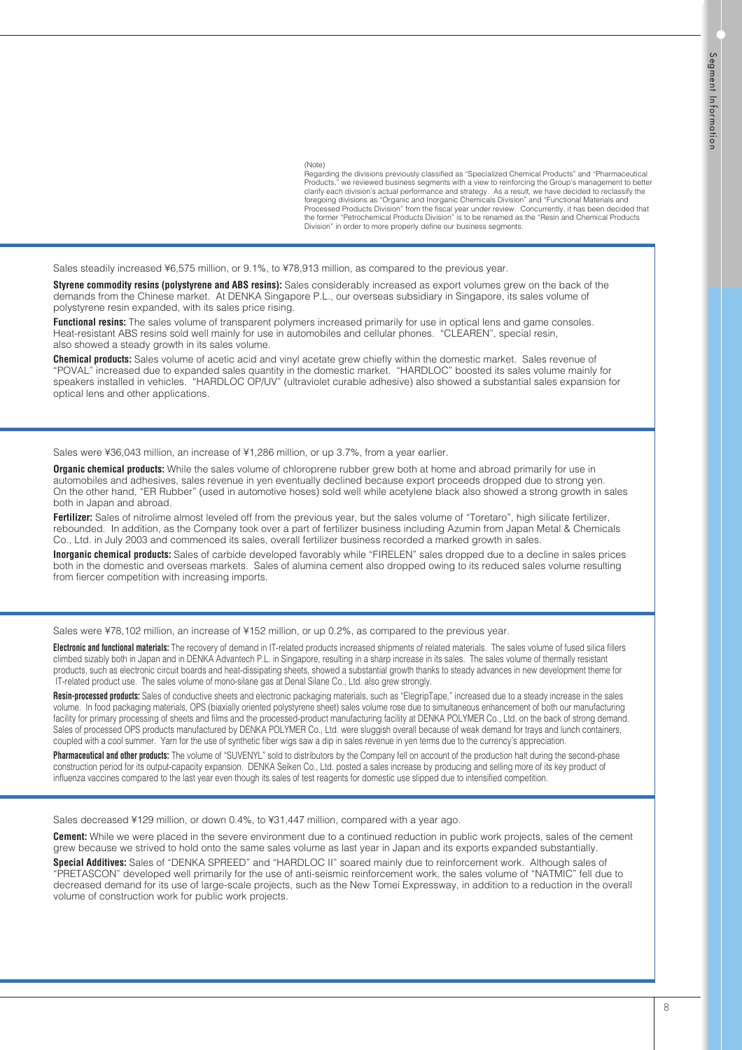(Note)
Regarding the divisions previously classified as "Specialized Chemical Products" and "Pharmaceutical Products," we reviewed business segments with a view to reinforcing the Group's management to better clarify each division's actual performance and strategy. As a result, we have decided to reclassify the foregoing divisions as "Organic and Inorganic Chemicals Division" and "Functional Materials and Processed Products Division" from the fiscal year under review. Concurrently, it has been decided that the former "Petrochemical Products Division" is to be renamed as the "Resin and Chemical Products Division" in order to more properly define our business segments.

Sales steadily increased ¥6,575 million, or 9.1%, to ¥78,913 million, as compared to the previous year.

**Styrene commodity resins (polystyrene and ABS resins):** Sales considerably increased as export volumes grew on the back of the demands from the Chinese market. At DENKA Singapore P.L., our overseas subsidiary in Singapore, its sales volume of polystyrene resin expanded, with its sales price rising.

**Functional resins:** The sales volume of transparent polymers increased primarily for use in optical lens and game consoles. Heat-resistant ABS resins sold well mainly for use in automobiles and cellular phones. "CLEAREN", special resin, also showed a steady growth in its sales volume.

**Chemical products:** Sales volume of acetic acid and vinyl acetate grew chiefly within the domestic market. Sales revenue of "POVAL" increased due to expanded sales quantity in the domestic market. "HARDLOC" boosted its sales volume mainly for speakers installed in vehicles. "HARDLOC OP/UV" (ultraviolet curable adhesive) also showed a substantial sales expansion for optical lens and other applications.

Sales were ¥36,043 million, an increase of ¥1,286 million, or up 3.7%, from a year earlier.

**Organic chemical products:** While the sales volume of chloroprene rubber grew both at home and abroad primarily for use in automobiles and adhesives, sales revenue in yen eventually declined because export proceeds dropped due to strong yen. On the other hand, "ER Rubber" (used in automotive hoses) sold well while acetylene black also showed a strong growth in sales both in Japan and abroad.

**Fertilizer:** Sales of nitrolime almost leveled off from the previous year, but the sales volume of "Toretaro", high silicate fertilizer, rebounded. In addition, as the Company took over a part of fertilizer business including Azumin from Japan Metal & Chemicals Co., Ltd. in July 2003 and commenced its sales, overall fertilizer business recorded a marked growth in sales.

**Inorganic chemical products:** Sales of carbide developed favorably while "FIRELEN" sales dropped due to a decline in sales prices both in the domestic and overseas markets. Sales of alumina cement also dropped owing to its reduced sales volume resulting from fiercer competition with increasing imports.

Sales were ¥78,102 million, an increase of ¥152 million, or up 0.2%, as compared to the previous year.

**Electronic and functional materials:** The recovery of demand in IT-related products increased shipments of related materials. The sales volume of fused silica fillers climbed sizably both in Japan and in DENKA Advantech P.L. in Singapore, resulting in a sharp increase in its sales. The sales volume of thermally resistant products, such as electronic circuit boards and heat-dissipating sheets, showed a substantial growth thanks to steady advances in new development theme for IT-related product use. The sales volume of mono-silane gas at Denal Silane Co., Ltd. also grew strongly.

**Resin-processed products:** Sales of conductive sheets and electronic packaging materials, such as "ElegripTape," increased due to a steady increase in the sales volume. In food packaging materials, OPS (biaxially oriented polystyrene sheet) sales volume rose due to simultaneous enhancement of both our manufacturing facility for primary processing of sheets and films and the processed-product manufacturing facility at DENKA POLYMER Co., Ltd. on the back of strong demand. Sales of processed OPS products manufactured by DENKA POLYMER Co., Ltd. were sluggish overall because of weak demand for trays and lunch containers, coupled with a cool summer. Yarn for the use of synthetic fiber wigs saw a dip in sales revenue in yen terms due to the currency's appreciation.

**Pharmaceutical and other products:** The volume of "SUVENYL" sold to distributors by the Company fell on account of the production halt during the second-phase construction period for its output-capacity expansion. DENKA Seiken Co., Ltd. posted a sales increase by producing and selling more of its key product of influenza vaccines compared to the last year even though its sales of test reagents for domestic use slipped due to intensified competition.

Sales decreased ¥129 million, or down 0.4%, to ¥31,447 million, compared with a year ago.

**Cement:** While we were placed in the severe environment due to a continued reduction in public work projects, sales of the cement grew because we strived to hold onto the same sales volume as last year in Japan and its exports expanded substantially.

**Special Additives:** Sales of "DENKA SPREED" and "HARDLOC II" soared mainly due to reinforcement work. Although sales of "PRETASCON" developed well primarily for the use of anti-seismic reinforcement work, the sales volume of "NATMIC" fell due to decreased demand for its use of large-scale projects, such as the New Tomei Expressway, in addition to a reduction in the overall volume of construction work for public work projects.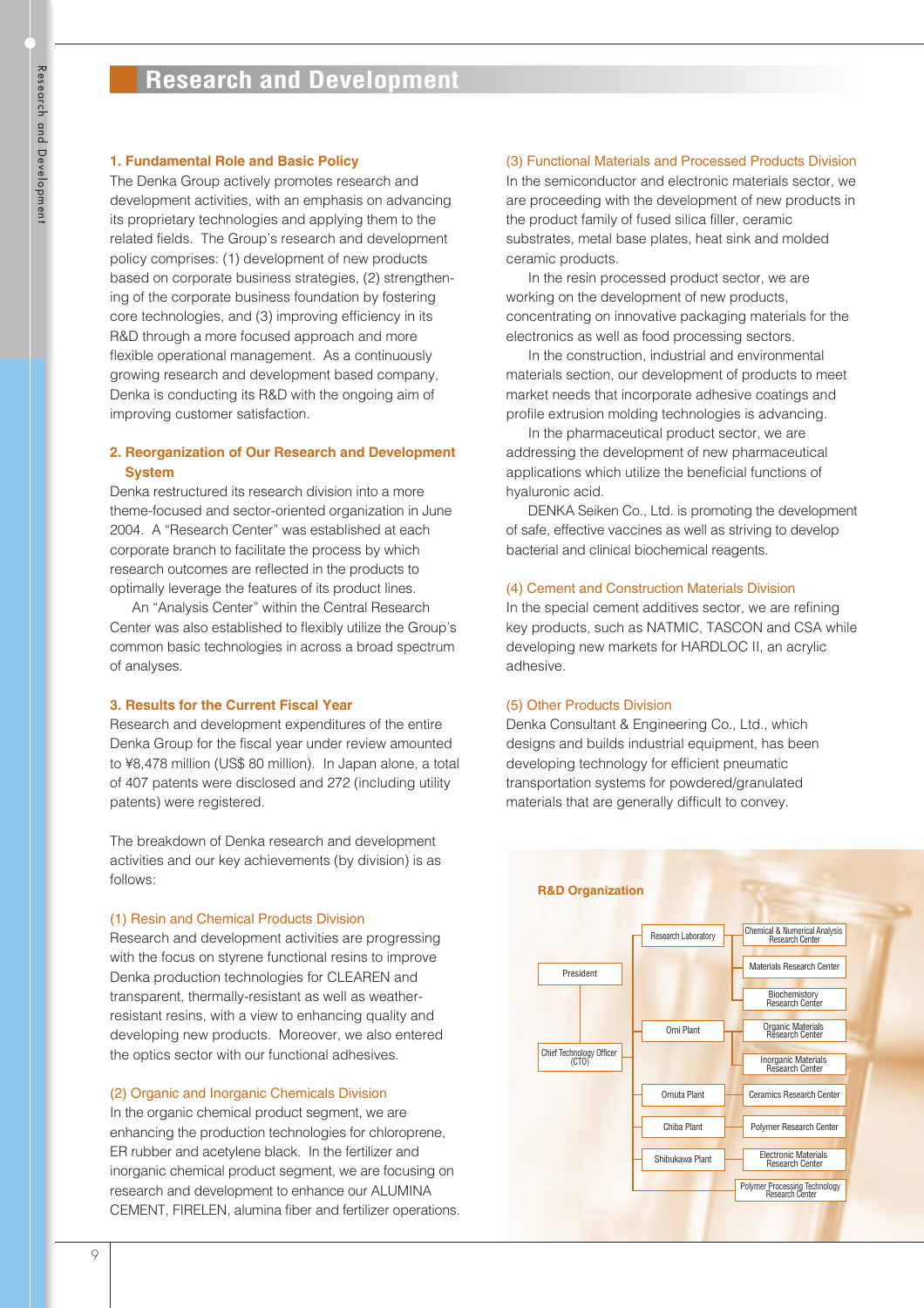# Research and Development

### 1. Fundamental Role and Basic Policy

The Denka Group actively promotes research and development activities, with an emphasis on advancing its proprietary technologies and applying them to the related fields. The Group's research and development policy comprises: (1) development of new products based on corporate business strategies, (2) strengthening of the corporate business foundation by fostering core technologies, and (3) improving efficiency in its R&D through a more focused approach and more flexible operational management. As a continuously growing research and development based company, Denka is conducting its R&D with the ongoing aim of improving customer satisfaction.

### 2. Reorganization of Our Research and Development System

Denka restructured its research division into a more theme-focused and sector-oriented organization in June 2004. A "Research Center" was established at each corporate branch to facilitate the process by which research outcomes are reflected in the products to optimally leverage the features of its product lines.

An "Analysis Center" within the Central Research Center was also established to flexibly utilize the Group's common basic technologies in across a broad spectrum of analyses.

### 3. Results for the Current Fiscal Year

Research and development expenditures of the entire Denka Group for the fiscal year under review amounted to ¥8,478 million (US$ 80 million). In Japan alone, a total of 407 patents were disclosed and 272 (including utility patents) were registered.

The breakdown of Denka research and development activities and our key achievements (by division) is as follows:

#### (1) Resin and Chemical Products Division

Research and development activities are progressing with the focus on styrene functional resins to improve Denka production technologies for CLEAREN and transparent, thermally-resistant as well as weather-resistant resins, with a view to enhancing quality and developing new products. Moreover, we also entered the optics sector with our functional adhesives.

#### (2) Organic and Inorganic Chemicals Division

In the organic chemical product segment, we are enhancing the production technologies for chloroprene, ER rubber and acetylene black. In the fertilizer and inorganic chemical product segment, we are focusing on research and development to enhance our ALUMINA CEMENT, FIRELEN, alumina fiber and fertilizer operations.

#### (3) Functional Materials and Processed Products Division

In the semiconductor and electronic materials sector, we are proceeding with the development of new products in the product family of fused silica filler, ceramic substrates, metal base plates, heat sink and molded ceramic products.

In the resin processed product sector, we are working on the development of new products, concentrating on innovative packaging materials for the electronics as well as food processing sectors.

In the construction, industrial and environmental materials section, our development of products to meet market needs that incorporate adhesive coatings and profile extrusion molding technologies is advancing.

In the pharmaceutical product sector, we are addressing the development of new pharmaceutical applications which utilize the beneficial functions of hyaluronic acid.

DENKA Seiken Co., Ltd. is promoting the development of safe, effective vaccines as well as striving to develop bacterial and clinical biochemical reagents.

#### (4) Cement and Construction Materials Division

In the special cement additives sector, we are refining key products, such as NATMIC, TASCON and CSA while developing new markets for HARDLOC II, an acrylic adhesive.

#### (5) Other Products Division

Denka Consultant & Engineering Co., Ltd., which designs and builds industrial equipment, has been developing technology for efficient pneumatic transportation systems for powdered/granulated materials that are generally difficult to convey.

**R&D Organization**

- President
  - Chief Technology Officer (CTO)
    - Research Laboratory
      - Chemical & Numerical Analysis Research Center
      - Materials Research Center
      - Biochemistry Research Center
    - Omi Plant
      - Organic Materials Research Center
      - Inorganic Materials Research Center
    - Omuta Plant
      - Ceramics Research Center
    - Chiba Plant
      - Polymer Research Center
    - Shibukawa Plant
      - Electronic Materials Research Center
    - Polymer Processing Technology Research Center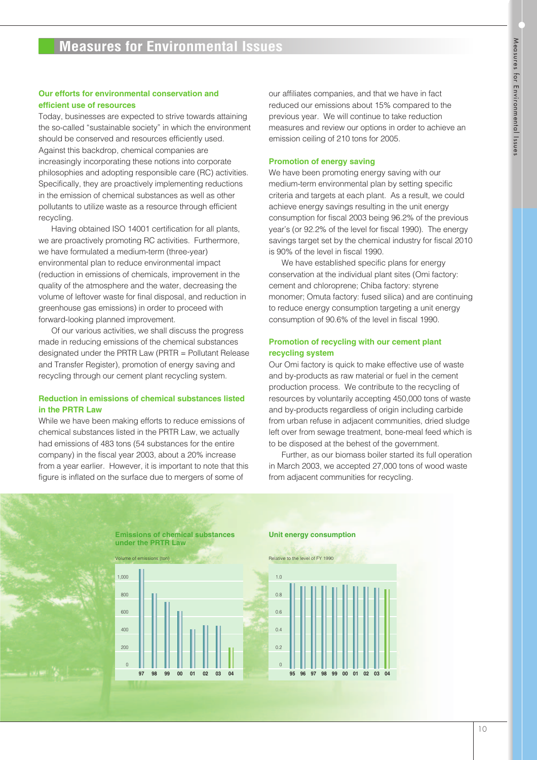# Measures for Environmental Issues

### Our efforts for environmental conservation and efficient use of resources

Today, businesses are expected to strive towards attaining the so-called "sustainable society" in which the environment should be conserved and resources efficiently used. Against this backdrop, chemical companies are increasingly incorporating these notions into corporate philosophies and adopting responsible care (RC) activities. Specifically, they are proactively implementing reductions in the emission of chemical substances as well as other pollutants to utilize waste as a resource through efficient recycling.

Having obtained ISO 14001 certification for all plants, we are proactively promoting RC activities. Furthermore, we have formulated a medium-term (three-year) environmental plan to reduce environmental impact (reduction in emissions of chemicals, improvement in the quality of the atmosphere and the water, decreasing the volume of leftover waste for final disposal, and reduction in greenhouse gas emissions) in order to proceed with forward-looking planned improvement.

Of our various activities, we shall discuss the progress made in reducing emissions of the chemical substances designated under the PRTR Law (PRTR = Pollutant Release and Transfer Register), promotion of energy saving and recycling through our cement plant recycling system.

### Reduction in emissions of chemical substances listed in the PRTR Law

While we have been making efforts to reduce emissions of chemical substances listed in the PRTR Law, we actually had emissions of 483 tons (54 substances for the entire company) in the fiscal year 2003, about a 20% increase from a year earlier. However, it is important to note that this figure is inflated on the surface due to mergers of some of our affiliates companies, and that we have in fact reduced our emissions about 15% compared to the previous year. We will continue to take reduction measures and review our options in order to achieve an emission ceiling of 210 tons for 2005.

### Promotion of energy saving

We have been promoting energy saving with our medium-term environmental plan by setting specific criteria and targets at each plant. As a result, we could achieve energy savings resulting in the unit energy consumption for fiscal 2003 being 96.2% of the previous year's (or 92.2% of the level for fiscal 1990). The energy savings target set by the chemical industry for fiscal 2010 is 90% of the level in fiscal 1990.

We have established specific plans for energy conservation at the individual plant sites (Omi factory: cement and chloroprene; Chiba factory: styrene monomer; Omuta factory: fused silica) and are continuing to reduce energy consumption targeting a unit energy consumption of 90.6% of the level in fiscal 1990.

### Promotion of recycling with our cement plant recycling system

Our Omi factory is quick to make effective use of waste and by-products as raw material or fuel in the cement production process. We contribute to the recycling of resources by voluntarily accepting 450,000 tons of waste and by-products regardless of origin including carbide from urban refuse in adjacent communities, dried sludge left over from sewage treatment, bone-meal feed which is to be disposed at the behest of the government.

Further, as our biomass boiler started its full operation in March 2003, we accepted 27,000 tons of wood waste from adjacent communities for recycling.

**Emissions of chemical substances under the PRTR Law**

Volume of emissions (ton)

Years: 97, 98, 99, 00, 01, 02, 03, 04

**Unit energy consumption**

Relative to the level of FY 1990

Years: 95, 96, 97, 98, 99, 00, 01, 02, 03, 04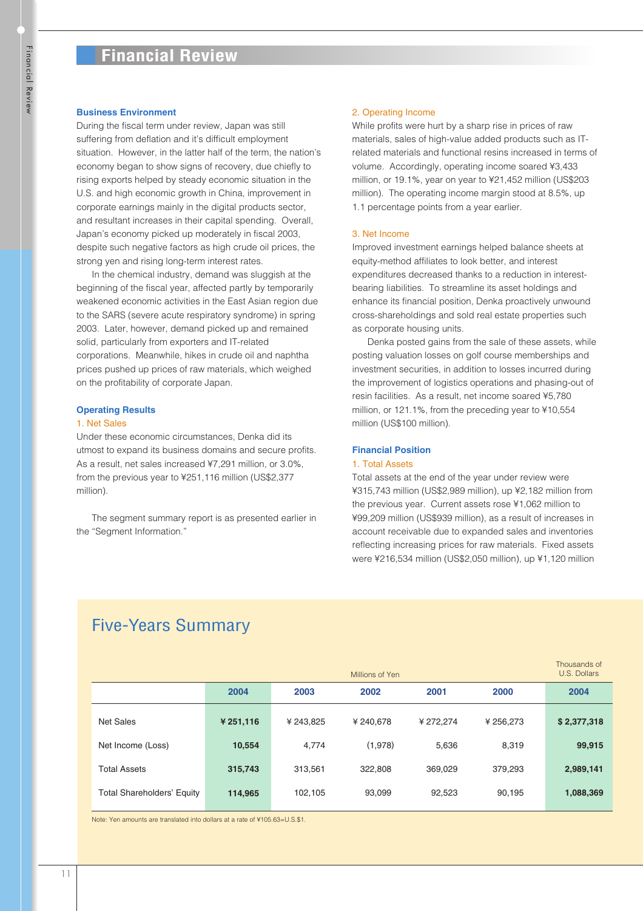# Financial Review

### Business Environment

During the fiscal term under review, Japan was still suffering from deflation and it's difficult employment situation. However, in the latter half of the term, the nation's economy began to show signs of recovery, due chiefly to rising exports helped by steady economic situation in the U.S. and high economic growth in China, improvement in corporate earnings mainly in the digital products sector, and resultant increases in their capital spending. Overall, Japan's economy picked up moderately in fiscal 2003, despite such negative factors as high crude oil prices, the strong yen and rising long-term interest rates.

In the chemical industry, demand was sluggish at the beginning of the fiscal year, affected partly by temporarily weakened economic activities in the East Asian region due to the SARS (severe acute respiratory syndrome) in spring 2003. Later, however, demand picked up and remained solid, particularly from exporters and IT-related corporations. Meanwhile, hikes in crude oil and naphtha prices pushed up prices of raw materials, which weighed on the profitability of corporate Japan.

### Operating Results

#### 1. Net Sales

Under these economic circumstances, Denka did its utmost to expand its business domains and secure profits. As a result, net sales increased ¥7,291 million, or 3.0%, from the previous year to ¥251,116 million (US$2,377 million).

The segment summary report is as presented earlier in the "Segment Information."

#### 2. Operating Income

While profits were hurt by a sharp rise in prices of raw materials, sales of high-value added products such as IT-related materials and functional resins increased in terms of volume. Accordingly, operating income soared ¥3,433 million, or 19.1%, year on year to ¥21,452 million (US$203 million). The operating income margin stood at 8.5%, up 1.1 percentage points from a year earlier.

#### 3. Net Income

Improved investment earnings helped balance sheets at equity-method affiliates to look better, and interest expenditures decreased thanks to a reduction in interest-bearing liabilities. To streamline its asset holdings and enhance its financial position, Denka proactively unwound cross-shareholdings and sold real estate properties such as corporate housing units.

Denka posted gains from the sale of these assets, while posting valuation losses on golf course memberships and investment securities, in addition to losses incurred during the improvement of logistics operations and phasing-out of resin facilities. As a result, net income soared ¥5,780 million, or 121.1%, from the preceding year to ¥10,554 million (US$100 million).

### Financial Position

#### 1. Total Assets

Total assets at the end of the year under review were ¥315,743 million (US$2,989 million), up ¥2,182 million from the previous year. Current assets rose ¥1,062 million to ¥99,209 million (US$939 million), as a result of increases in account receivable due to expanded sales and inventories reflecting increasing prices for raw materials. Fixed assets were ¥216,534 million (US$2,050 million), up ¥1,120 million

## Five-Years Summary

| | Millions of Yen | | | | | Thousands of U.S. Dollars |
|---|---|---|---|---|---|---|
| | **2004** | 2003 | 2002 | 2001 | 2000 | **2004** |
| Net Sales | **¥ 251,116** | ¥ 243,825 | ¥ 240,678 | ¥ 272,274 | ¥ 256,273 | **$ 2,377,318** |
| Net Income (Loss) | **10,554** | 4,774 | (1,978) | 5,636 | 8,319 | **99,915** |
| Total Assets | **315,743** | 313,561 | 322,808 | 369,029 | 379,293 | **2,989,141** |
| Total Shareholders' Equity | **114,965** | 102,105 | 93,099 | 92,523 | 90,195 | **1,088,369** |

Note: Yen amounts are translated into dollars at a rate of ¥105.63=U.S.$1.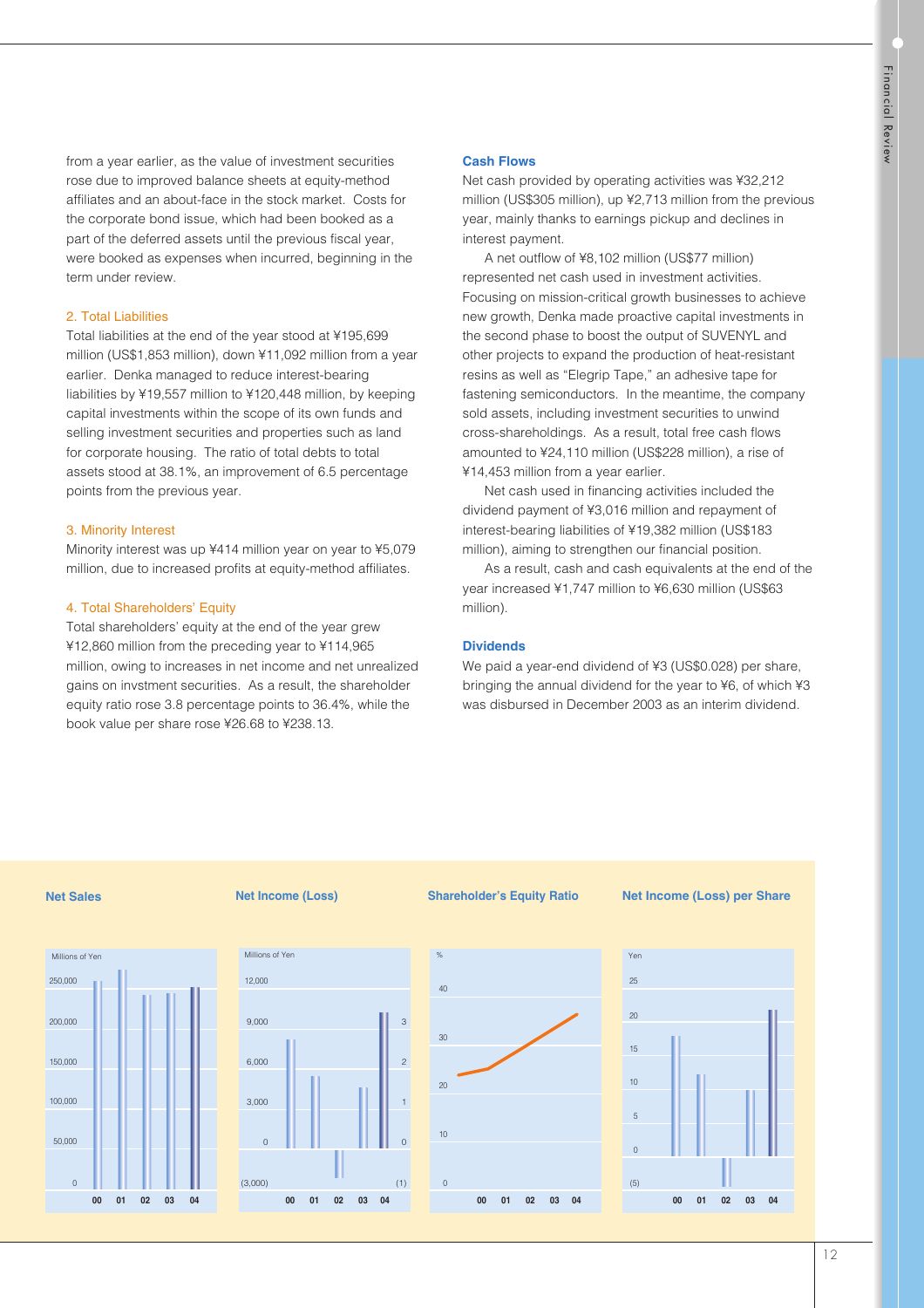from a year earlier, as the value of investment securities rose due to improved balance sheets at equity-method affiliates and an about-face in the stock market. Costs for the corporate bond issue, which had been booked as a part of the deferred assets until the previous fiscal year, were booked as expenses when incurred, beginning in the term under review.

### 2. Total Liabilities

Total liabilities at the end of the year stood at ¥195,699 million (US$1,853 million), down ¥11,092 million from a year earlier. Denka managed to reduce interest-bearing liabilities by ¥19,557 million to ¥120,448 million, by keeping capital investments within the scope of its own funds and selling investment securities and properties such as land for corporate housing. The ratio of total debts to total assets stood at 38.1%, an improvement of 6.5 percentage points from the previous year.

### 3. Minority Interest

Minority interest was up ¥414 million year on year to ¥5,079 million, due to increased profits at equity-method affiliates.

### 4. Total Shareholders' Equity

Total shareholders' equity at the end of the year grew ¥12,860 million from the preceding year to ¥114,965 million, owing to increases in net income and net unrealized gains on invstment securities. As a result, the shareholder equity ratio rose 3.8 percentage points to 36.4%, while the book value per share rose ¥26.68 to ¥238.13.

## Cash Flows

Net cash provided by operating activities was ¥32,212 million (US$305 million), up ¥2,713 million from the previous year, mainly thanks to earnings pickup and declines in interest payment.

A net outflow of ¥8,102 million (US$77 million) represented net cash used in investment activities. Focusing on mission-critical growth businesses to achieve new growth, Denka made proactive capital investments in the second phase to boost the output of SUVENYL and other projects to expand the production of heat-resistant resins as well as "Elegrip Tape," an adhesive tape for fastening semiconductors. In the meantime, the company sold assets, including investment securities to unwind cross-shareholdings. As a result, total free cash flows amounted to ¥24,110 million (US$228 million), a rise of ¥14,453 million from a year earlier.

Net cash used in financing activities included the dividend payment of ¥3,016 million and repayment of interest-bearing liabilities of ¥19,382 million (US$183 million), aiming to strengthen our financial position.

As a result, cash and cash equivalents at the end of the year increased ¥1,747 million to ¥6,630 million (US$63 million).

## Dividends

We paid a year-end dividend of ¥3 (US$0.028) per share, bringing the annual dividend for the year to ¥6, of which ¥3 was disbursed in December 2003 as an interim dividend.

**Net Sales**

Millions of Yen

**Net Income (Loss)**

Millions of Yen

**Shareholder's Equity Ratio**

%

**Net Income (Loss) per Share**

Yen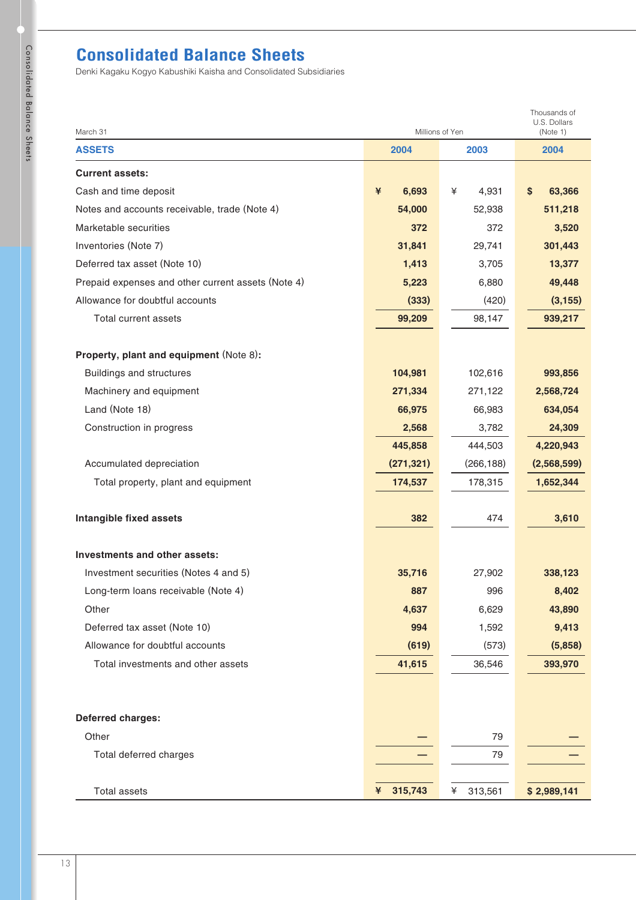# Consolidated Balance Sheets

Denki Kagaku Kogyo Kabushiki Kaisha and Consolidated Subsidiaries

| March 31 | Millions of Yen | | Thousands of U.S. Dollars (Note 1) |
|---|---|---|---|
| **ASSETS** | **2004** | **2003** | **2004** |
| **Current assets:** | | | |
| Cash and time deposit | **¥ 6,693** | ¥ 4,931 | **$ 63,366** |
| Notes and accounts receivable, trade (Note 4) | **54,000** | 52,938 | **511,218** |
| Marketable securities | **372** | 372 | **3,520** |
| Inventories (Note 7) | **31,841** | 29,741 | **301,443** |
| Deferred tax asset (Note 10) | **1,413** | 3,705 | **13,377** |
| Prepaid expenses and other current assets (Note 4) | **5,223** | 6,880 | **49,448** |
| Allowance for doubtful accounts | **(333)** | (420) | **(3,155)** |
| Total current assets | **99,209** | 98,147 | **939,217** |
| **Property, plant and equipment** (Note 8)**:** | | | |
| Buildings and structures | **104,981** | 102,616 | **993,856** |
| Machinery and equipment | **271,334** | 271,122 | **2,568,724** |
| Land (Note 18) | **66,975** | 66,983 | **634,054** |
| Construction in progress | **2,568** | 3,782 | **24,309** |
| | **445,858** | 444,503 | **4,220,943** |
| Accumulated depreciation | **(271,321)** | (266,188) | **(2,568,599)** |
| Total property, plant and equipment | **174,537** | 178,315 | **1,652,344** |
| **Intangible fixed assets** | **382** | 474 | **3,610** |
| **Investments and other assets:** | | | |
| Investment securities (Notes 4 and 5) | **35,716** | 27,902 | **338,123** |
| Long-term loans receivable (Note 4) | **887** | 996 | **8,402** |
| Other | **4,637** | 6,629 | **43,890** |
| Deferred tax asset (Note 10) | **994** | 1,592 | **9,413** |
| Allowance for doubtful accounts | **(619)** | (573) | **(5,858)** |
| Total investments and other assets | **41,615** | 36,546 | **393,970** |
| **Deferred charges:** | | | |
| Other | **—** | 79 | **—** |
| Total deferred charges | **—** | 79 | **—** |
| Total assets | **¥ 315,743** | ¥ 313,561 | **$ 2,989,141** |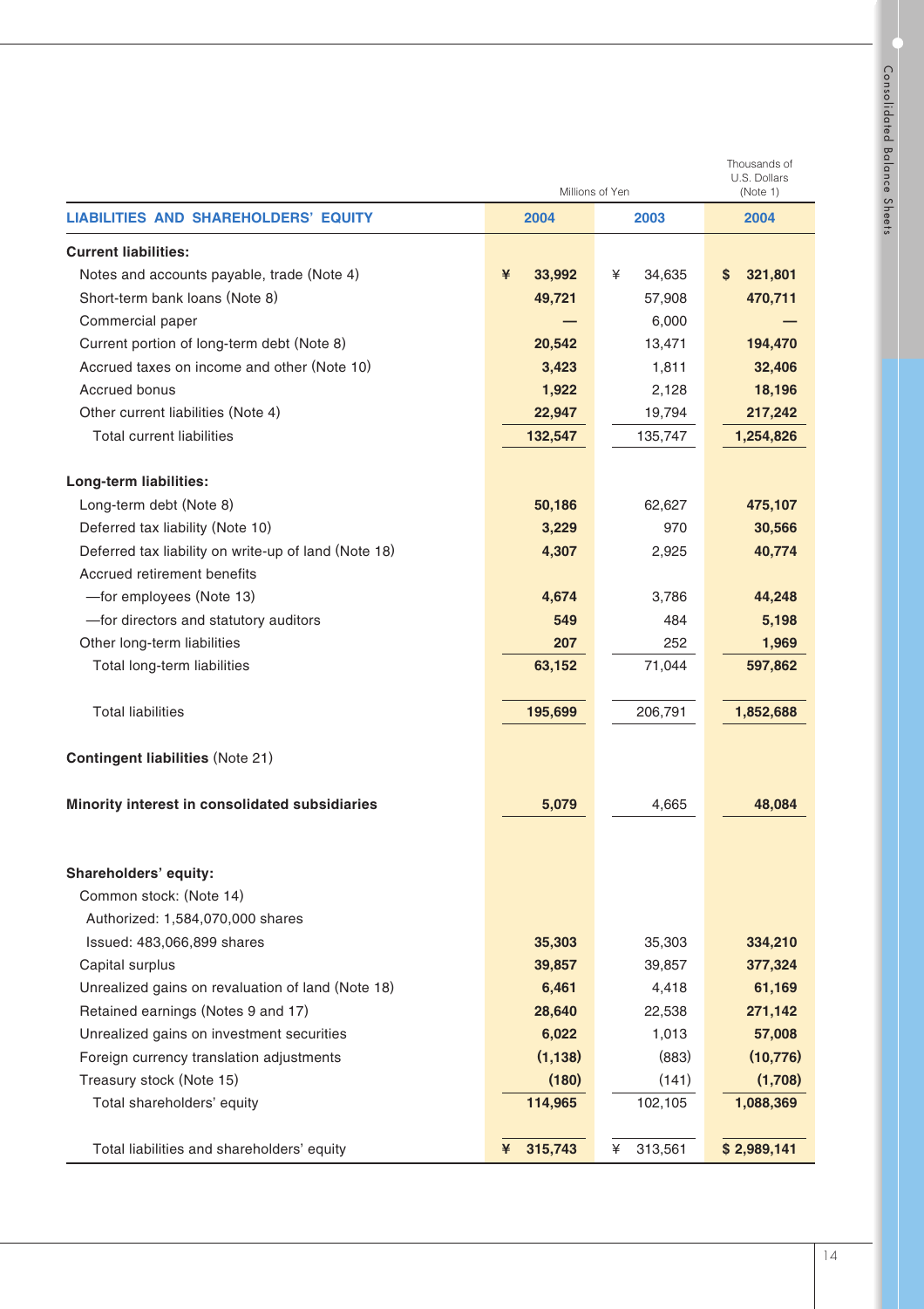| LIABILITIES AND SHAREHOLDERS' EQUITY | Millions of Yen 2004 | Millions of Yen 2003 | Thousands of U.S. Dollars (Note 1) 2004 |
|---|---|---|---|
| **Current liabilities:** | | | |
| Notes and accounts payable, trade (Note 4) | ¥ 33,992 | ¥ 34,635 | $ 321,801 |
| Short-term bank loans (Note 8) | 49,721 | 57,908 | 470,711 |
| Commercial paper | — | 6,000 | — |
| Current portion of long-term debt (Note 8) | 20,542 | 13,471 | 194,470 |
| Accrued taxes on income and other (Note 10) | 3,423 | 1,811 | 32,406 |
| Accrued bonus | 1,922 | 2,128 | 18,196 |
| Other current liabilities (Note 4) | 22,947 | 19,794 | 217,242 |
| Total current liabilities | 132,547 | 135,747 | 1,254,826 |
| **Long-term liabilities:** | | | |
| Long-term debt (Note 8) | 50,186 | 62,627 | 475,107 |
| Deferred tax liability (Note 10) | 3,229 | 970 | 30,566 |
| Deferred tax liability on write-up of land (Note 18) | 4,307 | 2,925 | 40,774 |
| Accrued retirement benefits | | | |
| —for employees (Note 13) | 4,674 | 3,786 | 44,248 |
| —for directors and statutory auditors | 549 | 484 | 5,198 |
| Other long-term liabilities | 207 | 252 | 1,969 |
| Total long-term liabilities | 63,152 | 71,044 | 597,862 |
| Total liabilities | 195,699 | 206,791 | 1,852,688 |
| **Contingent liabilities** (Note 21) | | | |
| **Minority interest in consolidated subsidiaries** | 5,079 | 4,665 | 48,084 |
| **Shareholders' equity:** | | | |
| Common stock: (Note 14) | | | |
| Authorized: 1,584,070,000 shares | | | |
| Issued: 483,066,899 shares | 35,303 | 35,303 | 334,210 |
| Capital surplus | 39,857 | 39,857 | 377,324 |
| Unrealized gains on revaluation of land (Note 18) | 6,461 | 4,418 | 61,169 |
| Retained earnings (Notes 9 and 17) | 28,640 | 22,538 | 271,142 |
| Unrealized gains on investment securities | 6,022 | 1,013 | 57,008 |
| Foreign currency translation adjustments | (1,138) | (883) | (10,776) |
| Treasury stock (Note 15) | (180) | (141) | (1,708) |
| Total shareholders' equity | 114,965 | 102,105 | 1,088,369 |
| Total liabilities and shareholders' equity | ¥ 315,743 | ¥ 313,561 | $ 2,989,141 |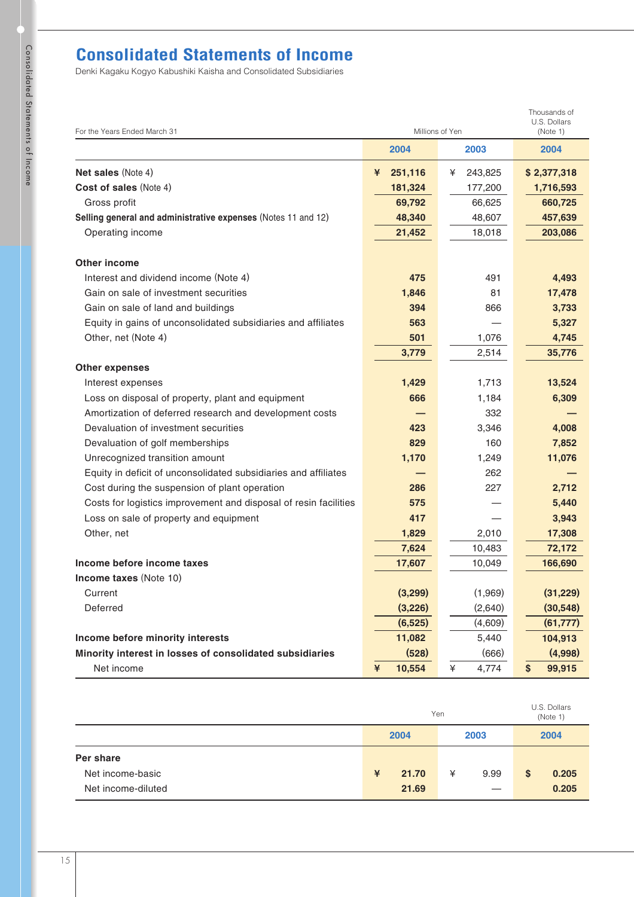# Consolidated Statements of Income

Denki Kagaku Kogyo Kabushiki Kaisha and Consolidated Subsidiaries

| For the Years Ended March 31 | Millions of Yen | | Thousands of U.S. Dollars (Note 1) |
|---|---|---|---|
| | **2004** | **2003** | **2004** |
| **Net sales** (Note 4) | **¥ 251,116** | ¥ 243,825 | **$ 2,377,318** |
| **Cost of sales** (Note 4) | **181,324** | 177,200 | **1,716,593** |
| Gross profit | **69,792** | 66,625 | **660,725** |
| **Selling general and administrative expenses** (Notes 11 and 12) | **48,340** | 48,607 | **457,639** |
| Operating income | **21,452** | 18,018 | **203,086** |
| **Other income** | | | |
| Interest and dividend income (Note 4) | **475** | 491 | **4,493** |
| Gain on sale of investment securities | **1,846** | 81 | **17,478** |
| Gain on sale of land and buildings | **394** | 866 | **3,733** |
| Equity in gains of unconsolidated subsidiaries and affiliates | **563** | — | **5,327** |
| Other, net (Note 4) | **501** | 1,076 | **4,745** |
| | **3,779** | 2,514 | **35,776** |
| **Other expenses** | | | |
| Interest expenses | **1,429** | 1,713 | **13,524** |
| Loss on disposal of property, plant and equipment | **666** | 1,184 | **6,309** |
| Amortization of deferred research and development costs | **—** | 332 | **—** |
| Devaluation of investment securities | **423** | 3,346 | **4,008** |
| Devaluation of golf memberships | **829** | 160 | **7,852** |
| Unrecognized transition amount | **1,170** | 1,249 | **11,076** |
| Equity in deficit of unconsolidated subsidiaries and affiliates | **—** | 262 | **—** |
| Cost during the suspension of plant operation | **286** | 227 | **2,712** |
| Costs for logistics improvement and disposal of resin facilities | **575** | — | **5,440** |
| Loss on sale of property and equipment | **417** | — | **3,943** |
| Other, net | **1,829** | 2,010 | **17,308** |
| | **7,624** | 10,483 | **72,172** |
| **Income before income taxes** | **17,607** | 10,049 | **166,690** |
| **Income taxes** (Note 10) | | | |
| Current | **(3,299)** | (1,969) | **(31,229)** |
| Deferred | **(3,226)** | (2,640) | **(30,548)** |
| | **(6,525)** | (4,609) | **(61,777)** |
| **Income before minority interests** | **11,082** | 5,440 | **104,913** |
| **Minority interest in losses of consolidated subsidiaries** | **(528)** | (666) | **(4,998)** |
| Net income | **¥ 10,554** | ¥ 4,774 | **$ 99,915** |

| | Yen | | U.S. Dollars (Note 1) |
|---|---|---|---|
| | **2004** | **2003** | **2004** |
| **Per share** | | | |
| Net income-basic | **¥ 21.70** | ¥ 9.99 | **$ 0.205** |
| Net income-diluted | **21.69** | — | **0.205** |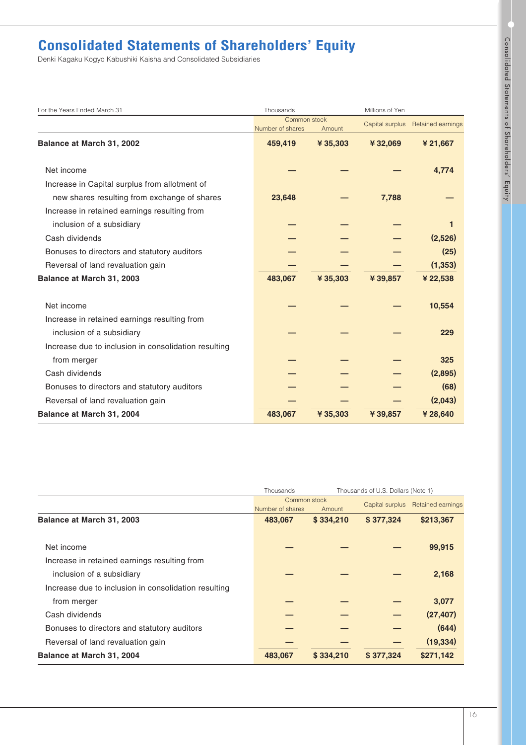# Consolidated Statements of Shareholders' Equity

Denki Kagaku Kogyo Kabushiki Kaisha and Consolidated Subsidiaries

| For the Years Ended March 31 | Thousands | Millions of Yen | | |
|---|---|---|---|---|
| | Common stock | | Capital surplus | Retained earnings |
| | Number of shares | Amount | | |
| **Balance at March 31, 2002** | **459,419** | **¥ 35,303** | **¥ 32,069** | **¥ 21,667** |
| Net income | — | — | — | 4,774 |
| Increase in Capital surplus from allotment of new shares resulting from exchange of shares | 23,648 | — | 7,788 | — |
| Increase in retained earnings resulting from inclusion of a subsidiary | — | — | — | 1 |
| Cash dividends | — | — | — | (2,526) |
| Bonuses to directors and statutory auditors | — | — | — | (25) |
| Reversal of land revaluation gain | — | — | — | (1,353) |
| **Balance at March 31, 2003** | **483,067** | **¥ 35,303** | **¥ 39,857** | **¥ 22,538** |
| Net income | — | — | — | 10,554 |
| Increase in retained earnings resulting from inclusion of a subsidiary | — | — | — | 229 |
| Increase due to inclusion in consolidation resulting from merger | — | — | — | 325 |
| Cash dividends | — | — | — | (2,895) |
| Bonuses to directors and statutory auditors | — | — | — | (68) |
| Reversal of land revaluation gain | — | — | — | (2,043) |
| **Balance at March 31, 2004** | **483,067** | **¥ 35,303** | **¥ 39,857** | **¥ 28,640** |

| | Thousands | Thousands of U.S. Dollars (Note 1) | | |
|---|---|---|---|---|
| | Common stock | | Capital surplus | Retained earnings |
| | Number of shares | Amount | | |
| **Balance at March 31, 2003** | **483,067** | **$ 334,210** | **$ 377,324** | **$213,367** |
| Net income | — | — | — | 99,915 |
| Increase in retained earnings resulting from inclusion of a subsidiary | — | — | — | 2,168 |
| Increase due to inclusion in consolidation resulting from merger | — | — | — | 3,077 |
| Cash dividends | — | — | — | (27,407) |
| Bonuses to directors and statutory auditors | — | — | — | (644) |
| Reversal of land revaluation gain | — | — | — | (19,334) |
| **Balance at March 31, 2004** | **483,067** | **$ 334,210** | **$ 377,324** | **$271,142** |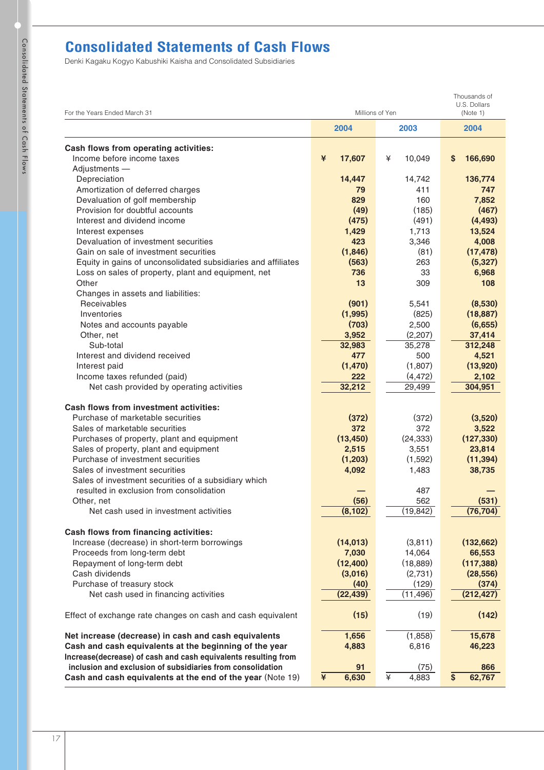# Consolidated Statements of Cash Flows

Denki Kagaku Kogyo Kabushiki Kaisha and Consolidated Subsidiaries

| For the Years Ended March 31 | Millions of Yen | | Thousands of U.S. Dollars (Note 1) |
|---|---|---|---|
| | **2004** | 2003 | **2004** |
| **Cash flows from operating activities:** | | | |
| Income before income taxes | **¥ 17,607** | ¥ 10,049 | **$ 166,690** |
| Adjustments — | | | |
| Depreciation | **14,447** | 14,742 | **136,774** |
| Amortization of deferred charges | **79** | 411 | **747** |
| Devaluation of golf membership | **829** | 160 | **7,852** |
| Provision for doubtful accounts | **(49)** | (185) | **(467)** |
| Interest and dividend income | **(475)** | (491) | **(4,493)** |
| Interest expenses | **1,429** | 1,713 | **13,524** |
| Devaluation of investment securities | **423** | 3,346 | **4,008** |
| Gain on sale of investment securities | **(1,846)** | (81) | **(17,478)** |
| Equity in gains of unconsolidated subsidiaries and affiliates | **(563)** | 263 | **(5,327)** |
| Loss on sales of property, plant and equipment, net | **736** | 33 | **6,968** |
| Other | **13** | 309 | **108** |
| Changes in assets and liabilities: | | | |
| Receivables | **(901)** | 5,541 | **(8,530)** |
| Inventories | **(1,995)** | (825) | **(18,887)** |
| Notes and accounts payable | **(703)** | 2,500 | **(6,655)** |
| Other, net | **3,952** | (2,207) | **37,414** |
| Sub-total | **32,983** | 35,278 | **312,248** |
| Interest and dividend received | **477** | 500 | **4,521** |
| Interest paid | **(1,470)** | (1,807) | **(13,920)** |
| Income taxes refunded (paid) | **222** | (4,472) | **2,102** |
| Net cash provided by operating activities | **32,212** | 29,499 | **304,951** |
| **Cash flows from investment activities:** | | | |
| Purchase of marketable securities | **(372)** | (372) | **(3,520)** |
| Sales of marketable securities | **372** | 372 | **3,522** |
| Purchases of property, plant and equipment | **(13,450)** | (24,333) | **(127,330)** |
| Sales of property, plant and equipment | **2,515** | 3,551 | **23,814** |
| Purchase of investment securities | **(1,203)** | (1,592) | **(11,394)** |
| Sales of investment securities | **4,092** | 1,483 | **38,735** |
| Sales of investment securities of a subsidiary which resulted in exclusion from consolidation | **—** | 487 | **—** |
| Other, net | **(56)** | 562 | **(531)** |
| Net cash used in investment activities | **(8,102)** | (19,842) | **(76,704)** |
| **Cash flows from financing activities:** | | | |
| Increase (decrease) in short-term borrowings | **(14,013)** | (3,811) | **(132,662)** |
| Proceeds from long-term debt | **7,030** | 14,064 | **66,553** |
| Repayment of long-term debt | **(12,400)** | (18,889) | **(117,388)** |
| Cash dividends | **(3,016)** | (2,731) | **(28,556)** |
| Purchase of treasury stock | **(40)** | (129) | **(374)** |
| Net cash used in financing activities | **(22,439)** | (11,496) | **(212,427)** |
| Effect of exchange rate changes on cash and cash equivalent | **(15)** | (19) | **(142)** |
| **Net increase (decrease) in cash and cash equivalents** | **1,656** | (1,858) | **15,678** |
| **Cash and cash equivalents at the beginning of the year** | **4,883** | 6,816 | **46,223** |
| **Increase(decrease) of cash and cash equivalents resulting from inclusion and exclusion of subsidiaries from consolidation** | **91** | (75) | **866** |
| **Cash and cash equivalents at the end of the year** (Note 19) | **¥ 6,630** | ¥ 4,883 | **$ 62,767** |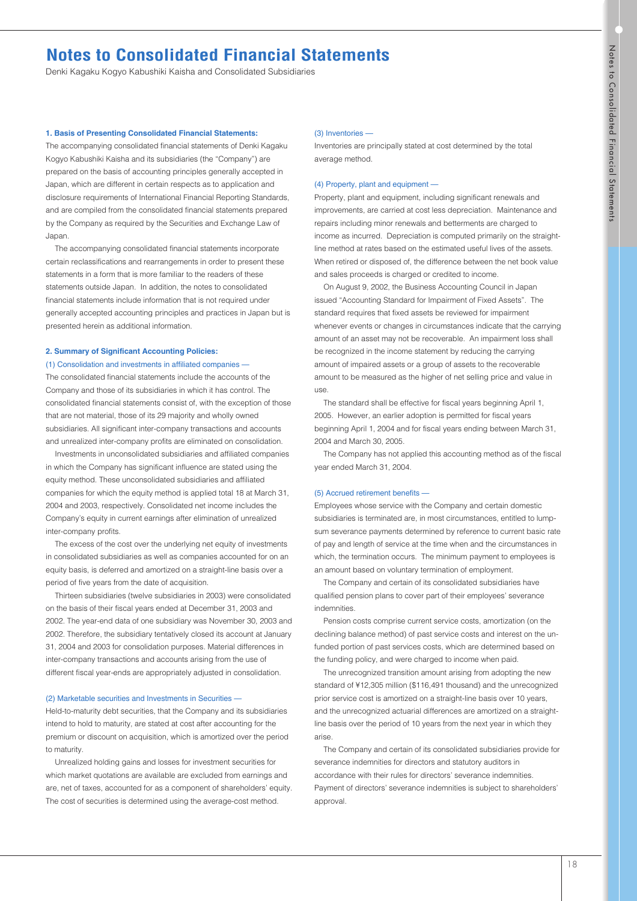# Notes to Consolidated Financial Statements

Denki Kagaku Kogyo Kabushiki Kaisha and Consolidated Subsidiaries

**1. Basis of Presenting Consolidated Financial Statements:**

The accompanying consolidated financial statements of Denki Kagaku Kogyo Kabushiki Kaisha and its subsidiaries (the "Company") are prepared on the basis of accounting principles generally accepted in Japan, which are different in certain respects as to application and disclosure requirements of International Financial Reporting Standards, and are compiled from the consolidated financial statements prepared by the Company as required by the Securities and Exchange Law of Japan.

The accompanying consolidated financial statements incorporate certain reclassifications and rearrangements in order to present these statements in a form that is more familiar to the readers of these statements outside Japan. In addition, the notes to consolidated financial statements include information that is not required under generally accepted accounting principles and practices in Japan but is presented herein as additional information.

**2. Summary of Significant Accounting Policies:**

(1) Consolidation and investments in affiliated companies —

The consolidated financial statements include the accounts of the Company and those of its subsidiaries in which it has control. The consolidated financial statements consist of, with the exception of those that are not material, those of its 29 majority and wholly owned subsidiaries. All significant inter-company transactions and accounts and unrealized inter-company profits are eliminated on consolidation.

Investments in unconsolidated subsidiaries and affiliated companies in which the Company has significant influence are stated using the equity method. These unconsolidated subsidiaries and affiliated companies for which the equity method is applied total 18 at March 31, 2004 and 2003, respectively. Consolidated net income includes the Company's equity in current earnings after elimination of unrealized inter-company profits.

The excess of the cost over the underlying net equity of investments in consolidated subsidiaries as well as companies accounted for on an equity basis, is deferred and amortized on a straight-line basis over a period of five years from the date of acquisition.

Thirteen subsidiaries (twelve subsidiaries in 2003) were consolidated on the basis of their fiscal years ended at December 31, 2003 and 2002. The year-end data of one subsidiary was November 30, 2003 and 2002. Therefore, the subsidiary tentatively closed its account at January 31, 2004 and 2003 for consolidation purposes. Material differences in inter-company transactions and accounts arising from the use of different fiscal year-ends are appropriately adjusted in consolidation.

(2) Marketable securities and Investments in Securities —

Held-to-maturity debt securities, that the Company and its subsidiaries intend to hold to maturity, are stated at cost after accounting for the premium or discount on acquisition, which is amortized over the period to maturity.

Unrealized holding gains and losses for investment securities for which market quotations are available are excluded from earnings and are, net of taxes, accounted for as a component of shareholders' equity. The cost of securities is determined using the average-cost method.

(3) Inventories —

Inventories are principally stated at cost determined by the total average method.

(4) Property, plant and equipment —

Property, plant and equipment, including significant renewals and improvements, are carried at cost less depreciation. Maintenance and repairs including minor renewals and betterments are charged to income as incurred. Depreciation is computed primarily on the straight-line method at rates based on the estimated useful lives of the assets. When retired or disposed of, the difference between the net book value and sales proceeds is charged or credited to income.

On August 9, 2002, the Business Accounting Council in Japan issued "Accounting Standard for Impairment of Fixed Assets". The standard requires that fixed assets be reviewed for impairment whenever events or changes in circumstances indicate that the carrying amount of an asset may not be recoverable. An impairment loss shall be recognized in the income statement by reducing the carrying amount of impaired assets or a group of assets to the recoverable amount to be measured as the higher of net selling price and value in use.

The standard shall be effective for fiscal years beginning April 1, 2005. However, an earlier adoption is permitted for fiscal years beginning April 1, 2004 and for fiscal years ending between March 31, 2004 and March 30, 2005.

The Company has not applied this accounting method as of the fiscal year ended March 31, 2004.

(5) Accrued retirement benefits —

Employees whose service with the Company and certain domestic subsidiaries is terminated are, in most circumstances, entitled to lump-sum severance payments determined by reference to current basic rate of pay and length of service at the time when and the circumstances in which, the termination occurs. The minimum payment to employees is an amount based on voluntary termination of employment.

The Company and certain of its consolidated subsidiaries have qualified pension plans to cover part of their employees' severance indemnities.

Pension costs comprise current service costs, amortization (on the declining balance method) of past service costs and interest on the un-funded portion of past services costs, which are determined based on the funding policy, and were charged to income when paid.

The unrecognized transition amount arising from adopting the new standard of ¥12,305 million ($116,491 thousand) and the unrecognized prior service cost is amortized on a straight-line basis over 10 years, and the unrecognized actuarial differences are amortized on a straight-line basis over the period of 10 years from the next year in which they arise.

The Company and certain of its consolidated subsidiaries provide for severance indemnities for directors and statutory auditors in accordance with their rules for directors' severance indemnities. Payment of directors' severance indemnities is subject to shareholders' approval.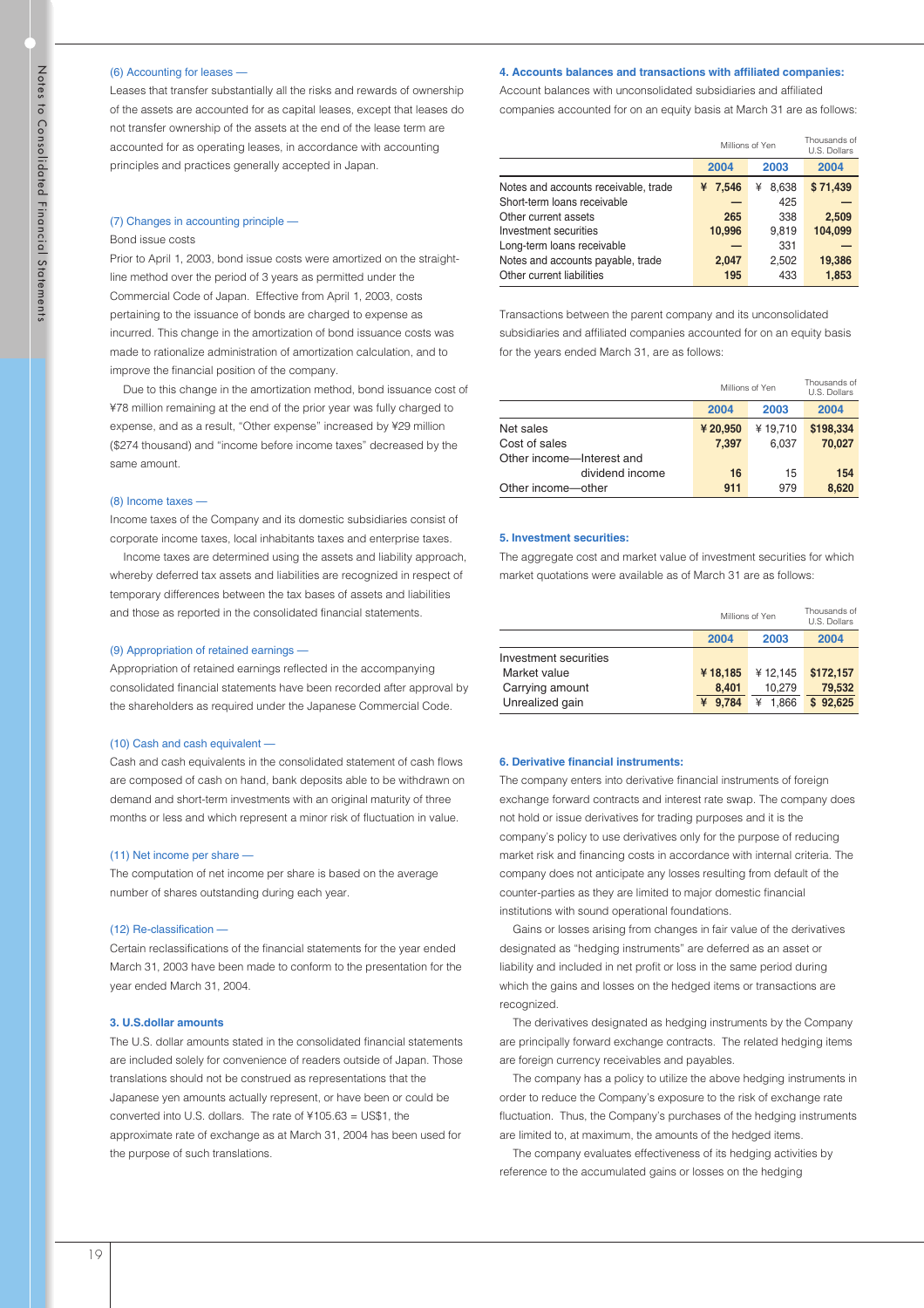(6) Accounting for leases —

Leases that transfer substantially all the risks and rewards of ownership of the assets are accounted for as capital leases, except that leases do not transfer ownership of the assets at the end of the lease term are accounted for as operating leases, in accordance with accounting principles and practices generally accepted in Japan.

(7) Changes in accounting principle —

Bond issue costs

Prior to April 1, 2003, bond issue costs were amortized on the straight-line method over the period of 3 years as permitted under the Commercial Code of Japan. Effective from April 1, 2003, costs pertaining to the issuance of bonds are charged to expense as incurred. This change in the amortization of bond issuance costs was made to rationalize administration of amortization calculation, and to improve the financial position of the company.

Due to this change in the amortization method, bond issuance cost of ¥78 million remaining at the end of the prior year was fully charged to expense, and as a result, "Other expense" increased by ¥29 million ($274 thousand) and "income before income taxes" decreased by the same amount.

(8) Income taxes —

Income taxes of the Company and its domestic subsidiaries consist of corporate income taxes, local inhabitants taxes and enterprise taxes.

Income taxes are determined using the assets and liability approach, whereby deferred tax assets and liabilities are recognized in respect of temporary differences between the tax bases of assets and liabilities and those as reported in the consolidated financial statements.

(9) Appropriation of retained earnings —

Appropriation of retained earnings reflected in the accompanying consolidated financial statements have been recorded after approval by the shareholders as required under the Japanese Commercial Code.

(10) Cash and cash equivalent —

Cash and cash equivalents in the consolidated statement of cash flows are composed of cash on hand, bank deposits able to be withdrawn on demand and short-term investments with an original maturity of three months or less and which represent a minor risk of fluctuation in value.

(11) Net income per share —

The computation of net income per share is based on the average number of shares outstanding during each year.

(12) Re-classification —

Certain reclassifications of the financial statements for the year ended March 31, 2003 have been made to conform to the presentation for the year ended March 31, 2004.

### 3. U.S.dollar amounts

The U.S. dollar amounts stated in the consolidated financial statements are included solely for convenience of readers outside of Japan. Those translations should not be construed as representations that the Japanese yen amounts actually represent, or have been or could be converted into U.S. dollars. The rate of ¥105.63 = US$1, the approximate rate of exchange as at March 31, 2004 has been used for the purpose of such translations.

### 4. Accounts balances and transactions with affiliated companies:

Account balances with unconsolidated subsidiaries and affiliated companies accounted for on an equity basis at March 31 are as follows:

| | Millions of Yen | | Thousands of U.S. Dollars |
|---|---|---|---|
| | 2004 | 2003 | 2004 |
| Notes and accounts receivable, trade | ¥ 7,546 | ¥ 8,638 | $ 71,439 |
| Short-term loans receivable | — | 425 | — |
| Other current assets | 265 | 338 | 2,509 |
| Investment securities | 10,996 | 9,819 | 104,099 |
| Long-term loans receivable | — | 331 | — |
| Notes and accounts payable, trade | 2,047 | 2,502 | 19,386 |
| Other current liabilities | 195 | 433 | 1,853 |

Transactions between the parent company and its unconsolidated subsidiaries and affiliated companies accounted for on an equity basis for the years ended March 31, are as follows:

| | Millions of Yen | | Thousands of U.S. Dollars |
|---|---|---|---|
| | 2004 | 2003 | 2004 |
| Net sales | ¥ 20,950 | ¥ 19,710 | $198,334 |
| Cost of sales | 7,397 | 6,037 | 70,027 |
| Other income—Interest and dividend income | 16 | 15 | 154 |
| Other income—other | 911 | 979 | 8,620 |

### 5. Investment securities:

The aggregate cost and market value of investment securities for which market quotations were available as of March 31 are as follows:

| | Millions of Yen | | Thousands of U.S. Dollars |
|---|---|---|---|
| | 2004 | 2003 | 2004 |
| Investment securities | | | |
| Market value | ¥ 18,185 | ¥ 12,145 | $172,157 |
| Carrying amount | 8,401 | 10,279 | 79,532 |
| Unrealized gain | ¥ 9,784 | ¥ 1,866 | $ 92,625 |

### 6. Derivative financial instruments:

The company enters into derivative financial instruments of foreign exchange forward contracts and interest rate swap. The company does not hold or issue derivatives for trading purposes and it is the company's policy to use derivatives only for the purpose of reducing market risk and financing costs in accordance with internal criteria. The company does not anticipate any losses resulting from default of the counter-parties as they are limited to major domestic financial institutions with sound operational foundations.

Gains or losses arising from changes in fair value of the derivatives designated as "hedging instruments" are deferred as an asset or liability and included in net profit or loss in the same period during which the gains and losses on the hedged items or transactions are recognized.

The derivatives designated as hedging instruments by the Company are principally forward exchange contracts. The related hedging items are foreign currency receivables and payables.

The company has a policy to utilize the above hedging instruments in order to reduce the Company's exposure to the risk of exchange rate fluctuation. Thus, the Company's purchases of the hedging instruments are limited to, at maximum, the amounts of the hedged items.

The company evaluates effectiveness of its hedging activities by reference to the accumulated gains or losses on the hedging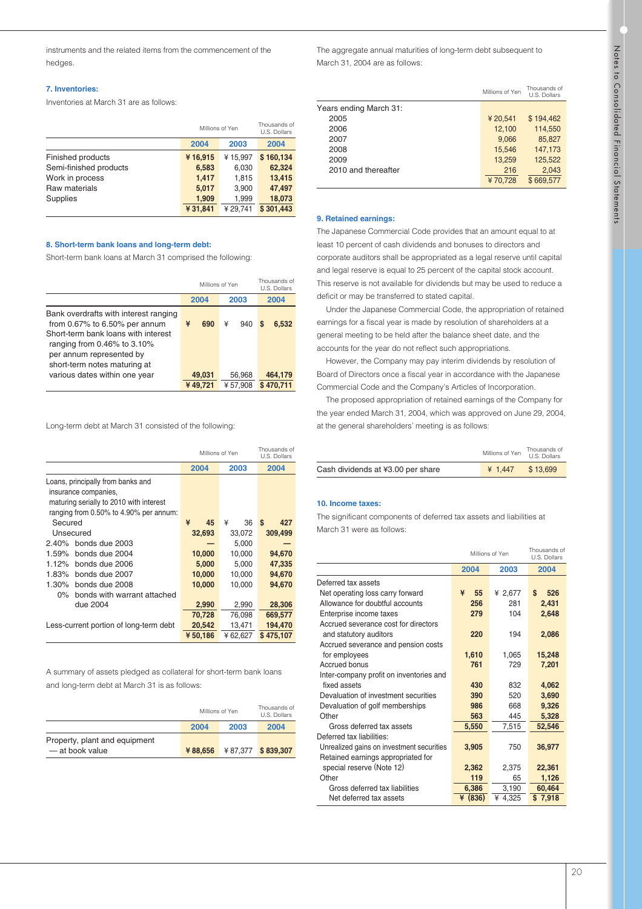instruments and the related items from the commencement of the hedges.

### 7. Inventories:

Inventories at March 31 are as follows:

| | Millions of Yen | | Thousands of U.S. Dollars |
|---|---|---|---|
| | 2004 | 2003 | 2004 |
| Finished products | ¥ 16,915 | ¥ 15,997 | $ 160,134 |
| Semi-finished products | 6,583 | 6,030 | 62,324 |
| Work in process | 1,417 | 1,815 | 13,415 |
| Raw materials | 5,017 | 3,900 | 47,497 |
| Supplies | 1,909 | 1,999 | 18,073 |
| | ¥ 31,841 | ¥ 29,741 | $ 301,443 |

### 8. Short-term bank loans and long-term debt:

Short-term bank loans at March 31 comprised the following:

| | Millions of Yen | | Thousands of U.S. Dollars |
|---|---|---|---|
| | 2004 | 2003 | 2004 |
| Bank overdrafts with interest ranging from 0.67% to 6.50% per annum | ¥ 690 | ¥ 940 | $ 6,532 |
| Short-term bank loans with interest ranging from 0.46% to 3.10% per annum represented by short-term notes maturing at various dates within one year | 49,031 | 56,968 | 464,179 |
| | ¥ 49,721 | ¥ 57,908 | $ 470,711 |

Long-term debt at March 31 consisted of the following:

| | Millions of Yen | | Thousands of U.S. Dollars |
|---|---|---|---|
| | 2004 | 2003 | 2004 |
| Loans, principally from banks and insurance companies, maturing serially to 2010 with interest ranging from 0.50% to 4.90% per annum: | | | |
| Secured | ¥ 45 | ¥ 36 | $ 427 |
| Unsecured | 32,693 | 33,072 | 309,499 |
| 2.40% bonds due 2003 | — | 5,000 | — |
| 1.59% bonds due 2004 | 10,000 | 10,000 | 94,670 |
| 1.12% bonds due 2006 | 5,000 | 5,000 | 47,335 |
| 1.83% bonds due 2007 | 10,000 | 10,000 | 94,670 |
| 1.30% bonds due 2008 | 10,000 | 10,000 | 94,670 |
| 0% bonds with warrant attached due 2004 | 2,990 | 2,990 | 28,306 |
| | 70,728 | 76,098 | 669,577 |
| Less-current portion of long-term debt | 20,542 | 13,471 | 194,470 |
| | ¥ 50,186 | ¥ 62,627 | $ 475,107 |

A summary of assets pledged as collateral for short-term bank loans and long-term debt at March 31 is as follows:

| | Millions of Yen | | Thousands of U.S. Dollars |
|---|---|---|---|
| | 2004 | 2003 | 2004 |
| Property, plant and equipment — at book value | ¥ 88,656 | ¥ 87,377 | $ 839,307 |

The aggregate annual maturities of long-term debt subsequent to March 31, 2004 are as follows:

| | Millions of Yen | Thousands of U.S. Dollars |
|---|---|---|
| Years ending March 31: | | |
| 2005 | ¥ 20,541 | $ 194,462 |
| 2006 | 12,100 | 114,550 |
| 2007 | 9,066 | 85,827 |
| 2008 | 15,546 | 147,173 |
| 2009 | 13,259 | 125,522 |
| 2010 and thereafter | 216 | 2,043 |
| | ¥ 70,728 | $ 669,577 |

### 9. Retained earnings:

The Japanese Commercial Code provides that an amount equal to at least 10 percent of cash dividends and bonuses to directors and corporate auditors shall be appropriated as a legal reserve until capital and legal reserve is equal to 25 percent of the capital stock account. This reserve is not available for dividends but may be used to reduce a deficit or may be transferred to stated capital.

Under the Japanese Commercial Code, the appropriation of retained earnings for a fiscal year is made by resolution of shareholders at a general meeting to be held after the balance sheet date, and the accounts for the year do not reflect such appropriations.

However, the Company may pay interim dividends by resolution of Board of Directors once a fiscal year in accordance with the Japanese Commercial Code and the Company's Articles of Incorporation.

The proposed appropriation of retained earnings of the Company for the year ended March 31, 2004, which was approved on June 29, 2004, at the general shareholders' meeting is as follows:

| | Millions of Yen | Thousands of U.S. Dollars |
|---|---|---|
| Cash dividends at ¥3.00 per share | ¥ 1,447 | $ 13,699 |

### 10. Income taxes:

The significant components of deferred tax assets and liabilities at March 31 were as follows:

| | Millions of Yen | | Thousands of U.S. Dollars |
|---|---|---|---|
| | 2004 | 2003 | 2004 |
| Deferred tax assets | | | |
| Net operating loss carry forward | ¥ 55 | ¥ 2,677 | $ 526 |
| Allowance for doubtful accounts | 256 | 281 | 2,431 |
| Enterprise income taxes | 279 | 104 | 2,648 |
| Accrued severance cost for directors and statutory auditors | 220 | 194 | 2,086 |
| Accrued severance and pension costs for employees | 1,610 | 1,065 | 15,248 |
| Accrued bonus | 761 | 729 | 7,201 |
| Inter-company profit on inventories and fixed assets | 430 | 832 | 4,062 |
| Devaluation of investment securities | 390 | 520 | 3,690 |
| Devaluation of golf memberships | 986 | 668 | 9,326 |
| Other | 563 | 445 | 5,328 |
| Gross deferred tax assets | 5,550 | 7,515 | 52,546 |
| Deferred tax liabilities: | | | |
| Unrealized gains on investment securities | 3,905 | 750 | 36,977 |
| Retained earnings appropriated for special reserve (Note 12) | 2,362 | 2,375 | 22,361 |
| Other | 119 | 65 | 1,126 |
| Gross deferred tax liabilities | 6,386 | 3,190 | 60,464 |
| Net deferred tax assets | ¥ (836) | ¥ 4,325 | $ 7,918 |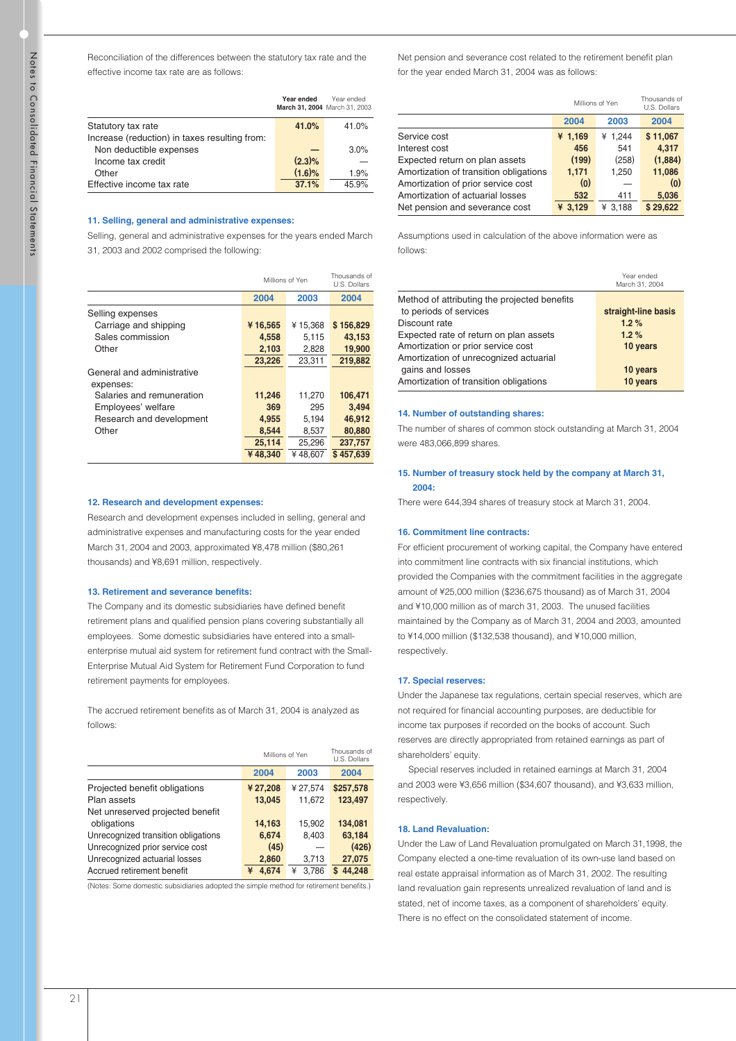Reconciliation of the differences between the statutory tax rate and the effective income tax rate are as follows:

| | Year ended March 31, 2004 | Year ended March 31, 2003 |
|---|---|---|
| Statutory tax rate | 41.0% | 41.0% |
| Increase (reduction) in taxes resulting from: | | |
| Non deductible expenses | — | 3.0% |
| Income tax credit | (2.3)% | — |
| Other | (1.6)% | 1.9% |
| Effective income tax rate | 37.1% | 45.9% |

### 11. Selling, general and administrative expenses:

Selling, general and administrative expenses for the years ended March 31, 2003 and 2002 comprised the following:

| | Millions of Yen | | Thousands of U.S. Dollars |
|---|---|---|---|
| | 2004 | 2003 | 2004 |
| Selling expenses | | | |
| Carriage and shipping | ¥ 16,565 | ¥ 15,368 | $ 156,829 |
| Sales commission | 4,558 | 5,115 | 43,153 |
| Other | 2,103 | 2,828 | 19,900 |
| | 23,226 | 23,311 | 219,882 |
| General and administrative expenses: | | | |
| Salaries and remuneration | 11,246 | 11,270 | 106,471 |
| Employees' welfare | 369 | 295 | 3,494 |
| Research and development | 4,955 | 5,194 | 46,912 |
| Other | 8,544 | 8,537 | 80,880 |
| | 25,114 | 25,296 | 237,757 |
| | ¥ 48,340 | ¥ 48,607 | $ 457,639 |

### 12. Research and development expenses:

Research and development expenses included in selling, general and administrative expenses and manufacturing costs for the year ended March 31, 2004 and 2003, approximated ¥8,478 million ($80,261 thousands) and ¥8,691 million, respectively.

### 13. Retirement and severance benefits:

The Company and its domestic subsidiaries have defined benefit retirement plans and qualified pension plans covering substantially all employees. Some domestic subsidiaries have entered into a small-enterprise mutual aid system for retirement fund contract with the Small-Enterprise Mutual Aid System for Retirement Fund Corporation to fund retirement payments for employees.

The accrued retirement benefits as of March 31, 2004 is analyzed as follows:

| | Millions of Yen | | Thousands of U.S. Dollars |
|---|---|---|---|
| | 2004 | 2003 | 2004 |
| Projected benefit obligations | ¥ 27,208 | ¥ 27,574 | $257,578 |
| Plan assets | 13,045 | 11,672 | 123,497 |
| Net unreserved projected benefit obligations | 14,163 | 15,902 | 134,081 |
| Unrecognized transition obligations | 6,674 | 8,403 | 63,184 |
| Unrecognized prior service cost | (45) | — | (426) |
| Unrecognized actuarial losses | 2,860 | 3,713 | 27,075 |
| Accrued retirement benefit | ¥ 4,674 | ¥ 3,786 | $ 44,248 |

(Notes: Some domestic subsidiaries adopted the simple method for retirement benefits.)

Net pension and severance cost related to the retirement benefit plan for the year ended March 31, 2004 was as follows:

| | Millions of Yen | | Thousands of U.S. Dollars |
|---|---|---|---|
| | 2004 | 2003 | 2004 |
| Service cost | ¥ 1,169 | ¥ 1,244 | $ 11,067 |
| Interest cost | 456 | 541 | 4,317 |
| Expected return on plan assets | (199) | (258) | (1,884) |
| Amortization of transition obligations | 1,171 | 1,250 | 11,086 |
| Amortization of prior service cost | (0) | — | (0) |
| Amortization of actuarial losses | 532 | 411 | 5,036 |
| Net pension and severance cost | ¥ 3,129 | ¥ 3,188 | $ 29,622 |

Assumptions used in calculation of the above information were as follows:

| | Year ended March 31, 2004 |
|---|---|
| Method of attributing the projected benefits to periods of services | straight-line basis |
| Discount rate | 1.2 % |
| Expected rate of return on plan assets | 1.2 % |
| Amortization or prior service cost | 10 years |
| Amortization of unrecognized actuarial gains and losses | 10 years |
| Amortization of transition obligations | 10 years |

### 14. Number of outstanding shares:

The number of shares of common stock outstanding at March 31, 2004 were 483,066,899 shares.

### 15. Number of treasury stock held by the company at March 31, 2004:

There were 644,394 shares of treasury stock at March 31, 2004.

### 16. Commitment line contracts:

For efficient procurement of working capital, the Company have entered into commitment line contracts with six financial institutions, which provided the Companies with the commitment facilities in the aggregate amount of ¥25,000 million ($236,675 thousand) as of March 31, 2004 and ¥10,000 million as of march 31, 2003. The unused facilities maintained by the Company as of March 31, 2004 and 2003, amounted to ¥14,000 million ($132,538 thousand), and ¥10,000 million, respectively.

### 17. Special reserves:

Under the Japanese tax regulations, certain special reserves, which are not required for financial accounting purposes, are deductible for income tax purposes if recorded on the books of account. Such reserves are directly appropriated from retained earnings as part of shareholders' equity.

Special reserves included in retained earnings at March 31, 2004 and 2003 were ¥3,656 million ($34,607 thousand), and ¥3,633 million, respectively.

### 18. Land Revaluation:

Under the Law of Land Revaluation promulgated on March 31,1998, the Company elected a one-time revaluation of its own-use land based on real estate appraisal information as of March 31, 2002. The resulting land revaluation gain represents unrealized revaluation of land and is stated, net of income taxes, as a component of shareholders' equity. There is no effect on the consolidated statement of income.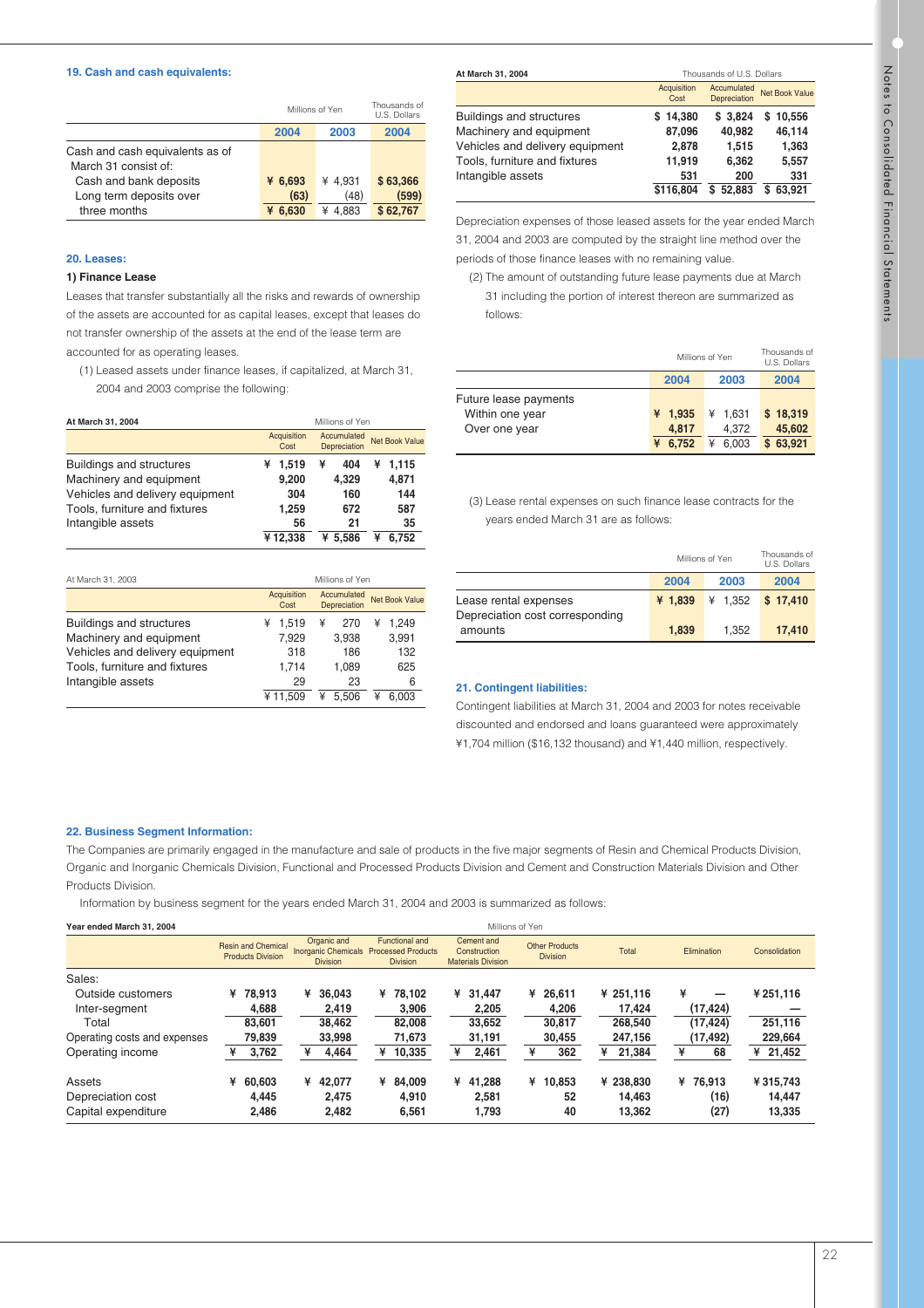### 19. Cash and cash equivalents:

| | Millions of Yen | | Thousands of U.S. Dollars |
|---|---|---|---|
| | 2004 | 2003 | 2004 |
| Cash and cash equivalents as of March 31 consist of: | | | |
| Cash and bank deposits | ¥ 6,693 | ¥ 4,931 | $ 63,366 |
| Long term deposits over | (63) | (48) | (599) |
| three months | ¥ 6,630 | ¥ 4,883 | $ 62,767 |

### 20. Leases:

**1) Finance Lease**

Leases that transfer substantially all the risks and rewards of ownership of the assets are accounted for as capital leases, except that leases do not transfer ownership of the assets at the end of the lease term are accounted for as operating leases.

(1) Leased assets under finance leases, if capitalized, at March 31, 2004 and 2003 comprise the following:

| At March 31, 2004 | Millions of Yen | | |
|---|---|---|---|
| | Acquisition Cost | Accumulated Depreciation | Net Book Value |
| Buildings and structures | ¥ 1,519 | ¥ 404 | ¥ 1,115 |
| Machinery and equipment | 9,200 | 4,329 | 4,871 |
| Vehicles and delivery equipment | 304 | 160 | 144 |
| Tools, furniture and fixtures | 1,259 | 672 | 587 |
| Intangible assets | 56 | 21 | 35 |
| | ¥ 12,338 | ¥ 5,586 | ¥ 6,752 |

| At March 31, 2003 | Millions of Yen | | |
|---|---|---|---|
| | Acquisition Cost | Accumulated Depreciation | Net Book Value |
| Buildings and structures | ¥ 1,519 | ¥ 270 | ¥ 1,249 |
| Machinery and equipment | 7,929 | 3,938 | 3,991 |
| Vehicles and delivery equipment | 318 | 186 | 132 |
| Tools, furniture and fixtures | 1,714 | 1,089 | 625 |
| Intangible assets | 29 | 23 | 6 |
| | ¥ 11,509 | ¥ 5,506 | ¥ 6,003 |

| At March 31, 2004 | Thousands of U.S. Dollars | | |
|---|---|---|---|
| | Acquisition Cost | Accumulated Depreciation | Net Book Value |
| Buildings and structures | $ 14,380 | $ 3,824 | $ 10,556 |
| Machinery and equipment | 87,096 | 40,982 | 46,114 |
| Vehicles and delivery equipment | 2,878 | 1,515 | 1,363 |
| Tools, furniture and fixtures | 11,919 | 6,362 | 5,557 |
| Intangible assets | 531 | 200 | 331 |
| | $116,804 | $ 52,883 | $ 63,921 |

Depreciation expenses of those leased assets for the year ended March 31, 2004 and 2003 are computed by the straight line method over the periods of those finance leases with no remaining value.

(2) The amount of outstanding future lease payments due at March 31 including the portion of interest thereon are summarized as follows:

| | Millions of Yen | | Thousands of U.S. Dollars |
|---|---|---|---|
| | 2004 | 2003 | 2004 |
| Future lease payments | | | |
| Within one year | ¥ 1,935 | ¥ 1,631 | $ 18,319 |
| Over one year | 4,817 | 4,372 | 45,602 |
| | ¥ 6,752 | ¥ 6,003 | $ 63,921 |

(3) Lease rental expenses on such finance lease contracts for the years ended March 31 are as follows:

| | Millions of Yen | | Thousands of U.S. Dollars |
|---|---|---|---|
| | 2004 | 2003 | 2004 |
| Lease rental expenses | ¥ 1,839 | ¥ 1,352 | $ 17,410 |
| Depreciation cost corresponding amounts | 1,839 | 1,352 | 17,410 |

### 21. Contingent liabilities:

Contingent liabilities at March 31, 2004 and 2003 for notes receivable discounted and endorsed and loans guaranteed were approximately ¥1,704 million ($16,132 thousand) and ¥1,440 million, respectively.

### 22. Business Segment Information:

The Companies are primarily engaged in the manufacture and sale of products in the five major segments of Resin and Chemical Products Division, Organic and Inorganic Chemicals Division, Functional and Processed Products Division and Cement and Construction Materials Division and Other Products Division.

Information by business segment for the years ended March 31, 2004 and 2003 is summarized as follows:

| Year ended March 31, 2004 | Millions of Yen | | | | | | | |
|---|---|---|---|---|---|---|---|---|
| | Resin and Chemical Products Division | Organic and Inorganic Chemicals Division | Functional and Processed Products Division | Cement and Construction Materials Division | Other Products Division | Total | Elimination | Consolidation |
| Sales: | | | | | | | | |
| Outside customers | ¥ 78,913 | ¥ 36,043 | ¥ 78,102 | ¥ 31,447 | ¥ 26,611 | ¥ 251,116 | ¥ — | ¥ 251,116 |
| Inter-segment | 4,688 | 2,419 | 3,906 | 2,205 | 4,206 | 17,424 | (17,424) | — |
| Total | 83,601 | 38,462 | 82,008 | 33,652 | 30,817 | 268,540 | (17,424) | 251,116 |
| Operating costs and expenses | 79,839 | 33,998 | 71,673 | 31,191 | 30,455 | 247,156 | (17,492) | 229,664 |
| Operating income | ¥ 3,762 | ¥ 4,464 | ¥ 10,335 | ¥ 2,461 | ¥ 362 | ¥ 21,384 | ¥ 68 | ¥ 21,452 |
| Assets | ¥ 60,603 | ¥ 42,077 | ¥ 84,009 | ¥ 41,288 | ¥ 10,853 | ¥ 238,830 | ¥ 76,913 | ¥ 315,743 |
| Depreciation cost | 4,445 | 2,475 | 4,910 | 2,581 | 52 | 14,463 | (16) | 14,447 |
| Capital expenditure | 2,486 | 2,482 | 6,561 | 1,793 | 40 | 13,362 | (27) | 13,335 |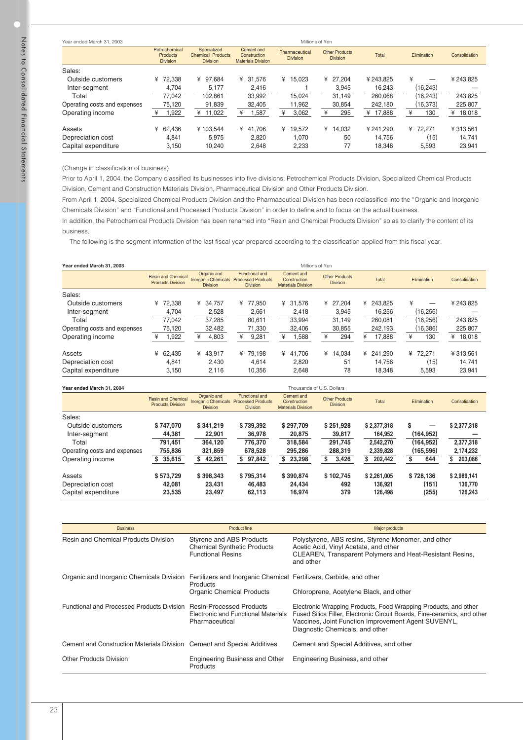Year ended March 31, 2003 — Millions of Yen

| | Petrochemical Products Division | Specialized Chemical Products Division | Cement and Construction Materials Division | Pharmaceutical Division | Other Products Division | Total | Elimination | Consolidation |
|---|---|---|---|---|---|---|---|---|
| Sales: | | | | | | | | |
| Outside customers | ¥ 72,338 | ¥ 97,684 | ¥ 31,576 | ¥ 15,023 | ¥ 27,204 | ¥ 243,825 | ¥ — | ¥ 243,825 |
| Inter-segment | 4,704 | 5,177 | 2,416 | 1 | 3,945 | 16,243 | (16,243) | — |
| Total | 77,042 | 102,861 | 33,992 | 15,024 | 31,149 | 260,068 | (16,243) | 243,825 |
| Operating costs and expenses | 75,120 | 91,839 | 32,405 | 11,962 | 30,854 | 242,180 | (16,373) | 225,807 |
| Operating income | ¥ 1,922 | ¥ 11,022 | ¥ 1,587 | ¥ 3,062 | ¥ 295 | ¥ 17,888 | ¥ 130 | ¥ 18,018 |
| Assets | ¥ 62,436 | ¥ 103,544 | ¥ 41,706 | ¥ 19,572 | ¥ 14,032 | ¥ 241,290 | ¥ 72,271 | ¥ 313,561 |
| Depreciation cost | 4,841 | 5,975 | 2,820 | 1,070 | 50 | 14,756 | (15) | 14,741 |
| Capital expenditure | 3,150 | 10,240 | 2,648 | 2,233 | 77 | 18,348 | 5,593 | 23,941 |

(Change in classification of business)

Prior to April 1, 2004, the Company classified its businesses into five divisions; Petrochemical Products Division, Specialized Chemical Products Division, Cement and Construction Materials Division, Pharmaceutical Division and Other Products Division.

From April 1, 2004, Specialized Chemical Products Division and the Pharmaceutical Division has been reclassified into the "Organic and Inorganic Chemicals Division" and "Functional and Processed Products Division" in order to define and to focus on the actual business.

In addition, the Petrochemical Products Division has been renamed into "Resin and Chemical Products Division" so as to clarify the content of its business.

The following is the segment information of the last fiscal year prepared according to the classification applied from this fiscal year.

**Year ended March 31, 2003** — Millions of Yen

| | Resin and Chemical Products Division | Organic and Inorganic Chemicals Division | Functional and Processed Products Division | Cement and Construction Materials Division | Other Products Division | Total | Elimination | Consolidation |
|---|---|---|---|---|---|---|---|---|
| Sales: | | | | | | | | |
| Outside customers | ¥ 72,338 | ¥ 34,757 | ¥ 77,950 | ¥ 31,576 | ¥ 27,204 | ¥ 243,825 | ¥ — | ¥ 243,825 |
| Inter-segment | 4,704 | 2,528 | 2,661 | 2,418 | 3,945 | 16,256 | (16,256) | — |
| Total | 77,042 | 37,285 | 80,611 | 33,994 | 31,149 | 260,081 | (16,256) | 243,825 |
| Operating costs and expenses | 75,120 | 32,482 | 71,330 | 32,406 | 30,855 | 242,193 | (16,386) | 225,807 |
| Operating income | ¥ 1,922 | ¥ 4,803 | ¥ 9,281 | ¥ 1,588 | ¥ 294 | ¥ 17,888 | ¥ 130 | ¥ 18,018 |
| Assets | ¥ 62,435 | ¥ 43,917 | ¥ 79,198 | ¥ 41,706 | ¥ 14,034 | ¥ 241,290 | ¥ 72,271 | ¥ 313,561 |
| Depreciation cost | 4,841 | 2,430 | 4,614 | 2,820 | 51 | 14,756 | (15) | 14,741 |
| Capital expenditure | 3,150 | 2,116 | 10,356 | 2,648 | 78 | 18,348 | 5,593 | 23,941 |

**Year ended March 31, 2004** — Thousands of U.S. Dollars

| | Resin and Chemical Products Division | Organic and Inorganic Chemicals Division | Functional and Processed Products Division | Cement and Construction Materials Division | Other Products Division | Total | Elimination | Consolidation |
|---|---|---|---|---|---|---|---|---|
| Sales: | | | | | | | | |
| Outside customers | **$ 747,070** | **$ 341,219** | **$ 739,392** | **$ 297,709** | **$ 251,928** | **$ 2,377,318** | **$ —** | **$ 2,377,318** |
| Inter-segment | **44,381** | **22,901** | **36,978** | **20,875** | **39,817** | **164,952** | **(164,952)** | **—** |
| Total | **791,451** | **364,120** | **776,370** | **318,584** | **291,745** | **2,542,270** | **(164,952)** | **2,377,318** |
| Operating costs and expenses | **755,836** | **321,859** | **678,528** | **295,286** | **288,319** | **2,339,828** | **(165,596)** | **2,174,232** |
| Operating income | **$ 35,615** | **$ 42,261** | **$ 97,842** | **$ 23,298** | **$ 3,426** | **$ 202,442** | **$ 644** | **$ 203,086** |
| Assets | **$ 573,729** | **$ 398,343** | **$ 795,314** | **$ 390,874** | **$ 102,745** | **$ 2,261,005** | **$ 728,136** | **$ 2,989,141** |
| Depreciation cost | **42,081** | **23,431** | **46,483** | **24,434** | **492** | **136,921** | **(151)** | **136,770** |
| Capital expenditure | **23,535** | **23,497** | **62,113** | **16,974** | **379** | **126,498** | **(255)** | **126,243** |

| Business | Product line | Major products |
|---|---|---|
| Resin and Chemical Products Division | Styrene and ABS Products<br>Chemical Synthetic Products<br>Functional Resins | Polystyrene, ABS resins, Styrene Monomer, and other<br>Acetic Acid, Vinyl Acetate, and other<br>CLEAREN, Transparent Polymers and Heat-Resistant Resins, and other |
| Organic and Inorganic Chemicals Division | Fertilizers and Inorganic Chemical Products<br>Organic Chemical Products | Fertilizers, Carbide, and other<br>Chloroprene, Acetylene Black, and other |
| Functional and Processed Products Division | Resin-Processed Products<br>Electronic and Functional Materials<br>Pharmaceutical | Electronic Wrapping Products, Food Wrapping Products, and other<br>Fused Silica Filler, Electronic Circuit Boards, Fine-ceramics, and other<br>Vaccines, Joint Function Improvement Agent SUVENYL, Diagnostic Chemicals, and other |
| Cement and Construction Materials Division | Cement and Special Additives | Cement and Special Additives, and other |
| Other Products Division | Engineering Business and Other Products | Engineering Business, and other |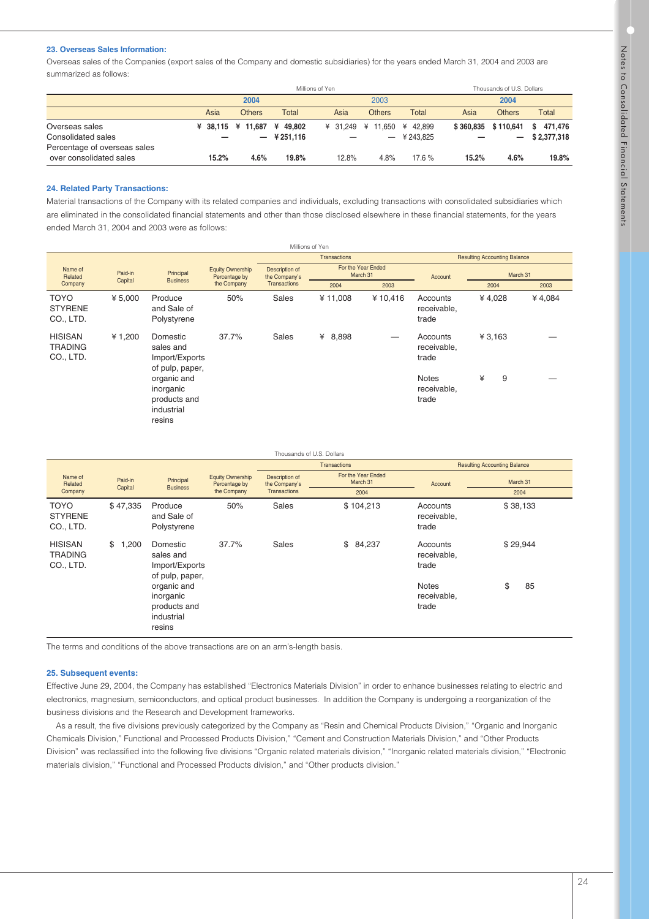### 23. Overseas Sales Information:

Overseas sales of the Companies (export sales of the Company and domestic subsidiaries) for the years ended March 31, 2004 and 2003 are summarized as follows:

| | Millions of Yen | | | | | | Thousands of U.S. Dollars | | |
|---|---|---|---|---|---|---|---|---|---|
| | 2004 | | | 2003 | | | 2004 | | |
| | Asia | Others | Total | Asia | Others | Total | Asia | Others | Total |
| Overseas sales | ¥ 38,115 | ¥ 11,687 | ¥ 49,802 | ¥ 31,249 | ¥ 11,650 | ¥ 42,899 | $ 360,835 | $ 110,641 | $ 471,476 |
| Consolidated sales | — | — | ¥ 251,116 | — | — | ¥ 243,825 | — | — | $ 2,377,318 |
| Percentage of overseas sales over consolidated sales | 15.2% | 4.6% | 19.8% | 12.8% | 4.8% | 17.6 % | 15.2% | 4.6% | 19.8% |

### 24. Related Party Transactions:

Material transactions of the Company with its related companies and individuals, excluding transactions with consolidated subsidiaries which are eliminated in the consolidated financial statements and other than those disclosed elsewhere in these financial statements, for the years ended March 31, 2004 and 2003 were as follows:

Millions of Yen

| Name of Related Company | Paid-in Capital | Principal Business | Equity Ownership Percentage by the Company | Transactions: Description of the Company's Transactions | Transactions: For the Year Ended March 31, 2004 | Transactions: For the Year Ended March 31, 2003 | Resulting Accounting Balance: Account | Resulting Accounting Balance: March 31, 2004 | Resulting Accounting Balance: March 31, 2003 |
|---|---|---|---|---|---|---|---|---|---|
| TOYO STYRENE CO., LTD. | ¥ 5,000 | Produce and Sale of Polystyrene | 50% | Sales | ¥ 11,008 | ¥ 10,416 | Accounts receivable, trade | ¥ 4,028 | ¥ 4,084 |
| HISISAN TRADING CO., LTD. | ¥ 1,200 | Domestic sales and Import/Exports of pulp, paper, organic and inorganic products and industrial resins | 37.7% | Sales | ¥ 8,898 | — | Accounts receivable, trade | ¥ 3,163 | — |
| | | | | | | | Notes receivable, trade | ¥ 9 | — |

Thousands of U.S. Dollars

| Name of Related Company | Paid-in Capital | Principal Business | Equity Ownership Percentage by the Company | Transactions: Description of the Company's Transactions | Transactions: For the Year Ended March 31, 2004 | Resulting Accounting Balance: Account | Resulting Accounting Balance: March 31, 2004 |
|---|---|---|---|---|---|---|---|
| TOYO STYRENE CO., LTD. | $ 47,335 | Produce and Sale of Polystyrene | 50% | Sales | $ 104,213 | Accounts receivable, trade | $ 38,133 |
| HISISAN TRADING CO., LTD. | $ 1,200 | Domestic sales and Import/Exports of pulp, paper, organic and inorganic products and industrial resins | 37.7% | Sales | $ 84,237 | Accounts receivable, trade | $ 29,944 |
| | | | | | | Notes receivable, trade | $ 85 |

The terms and conditions of the above transactions are on an arm's-length basis.

### 25. Subsequent events:

Effective June 29, 2004, the Company has established "Electronics Materials Division" in order to enhance businesses relating to electric and electronics, magnesium, semiconductors, and optical product businesses. In addition the Company is undergoing a reorganization of the business divisions and the Research and Development frameworks.

As a result, the five divisions previously categorized by the Company as "Resin and Chemical Products Division," "Organic and Inorganic Chemicals Division," Functional and Processed Products Division," "Cement and Construction Materials Division," and "Other Products Division" was reclassified into the following five divisions "Organic related materials division," "Inorganic related materials division," "Electronic materials division," "Functional and Processed Products division," and "Other products division."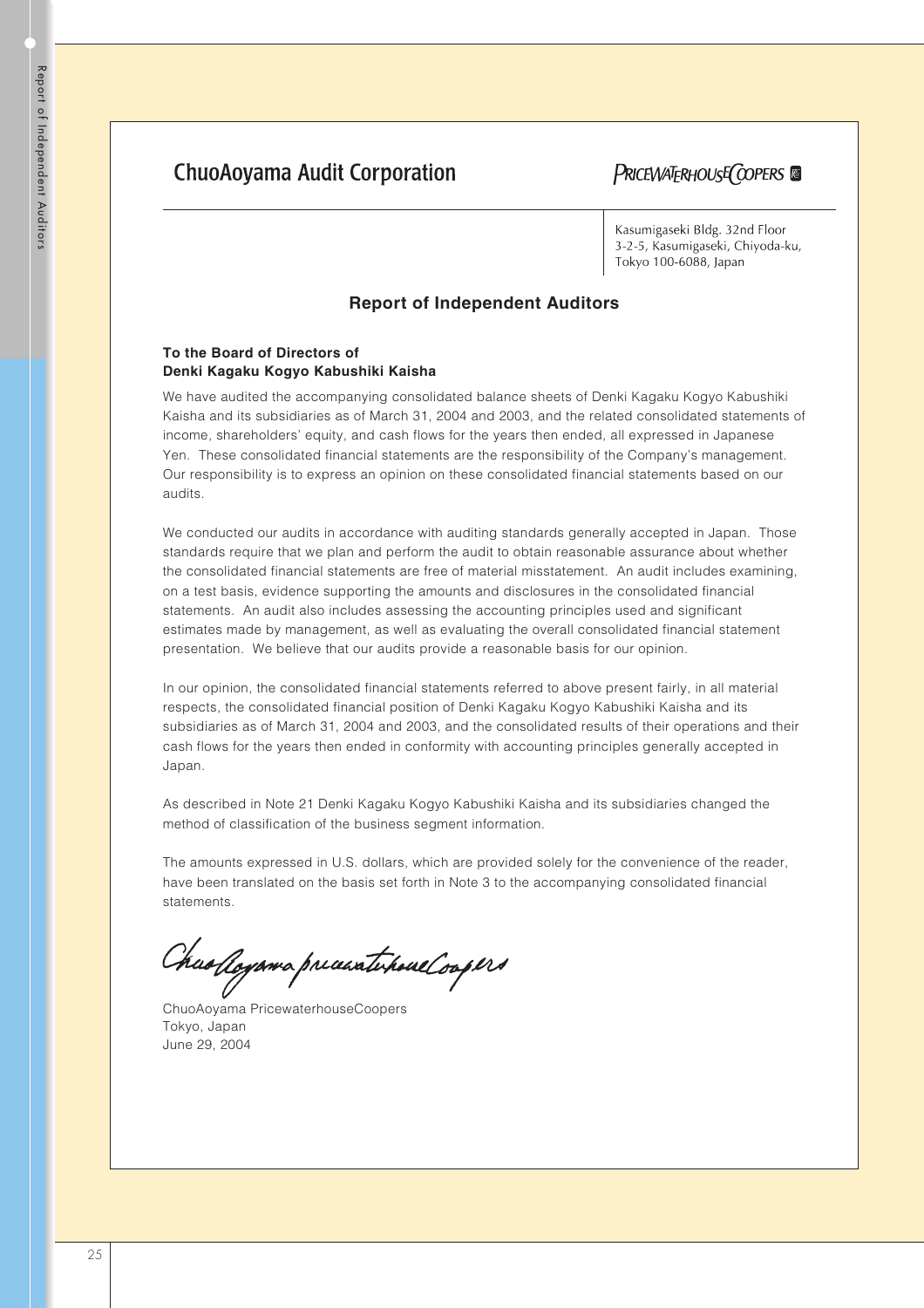ChuoAoyama Audit Corporation

PRICEWATERHOUSECOOPERS

Kasumigaseki Bldg. 32nd Floor
3-2-5, Kasumigaseki, Chiyoda-ku,
Tokyo 100-6088, Japan

## Report of Independent Auditors

**To the Board of Directors of**
**Denki Kagaku Kogyo Kabushiki Kaisha**

We have audited the accompanying consolidated balance sheets of Denki Kagaku Kogyo Kabushiki Kaisha and its subsidiaries as of March 31, 2004 and 2003, and the related consolidated statements of income, shareholders' equity, and cash flows for the years then ended, all expressed in Japanese Yen. These consolidated financial statements are the responsibility of the Company's management. Our responsibility is to express an opinion on these consolidated financial statements based on our audits.

We conducted our audits in accordance with auditing standards generally accepted in Japan. Those standards require that we plan and perform the audit to obtain reasonable assurance about whether the consolidated financial statements are free of material misstatement. An audit includes examining, on a test basis, evidence supporting the amounts and disclosures in the consolidated financial statements. An audit also includes assessing the accounting principles used and significant estimates made by management, as well as evaluating the overall consolidated financial statement presentation. We believe that our audits provide a reasonable basis for our opinion.

In our opinion, the consolidated financial statements referred to above present fairly, in all material respects, the consolidated financial position of Denki Kagaku Kogyo Kabushiki Kaisha and its subsidiaries as of March 31, 2004 and 2003, and the consolidated results of their operations and their cash flows for the years then ended in conformity with accounting principles generally accepted in Japan.

As described in Note 21 Denki Kagaku Kogyo Kabushiki Kaisha and its subsidiaries changed the method of classification of the business segment information.

The amounts expressed in U.S. dollars, which are provided solely for the convenience of the reader, have been translated on the basis set forth in Note 3 to the accompanying consolidated financial statements.

ChuoAoyama PricewaterhouseCoopers
Tokyo, Japan
June 29, 2004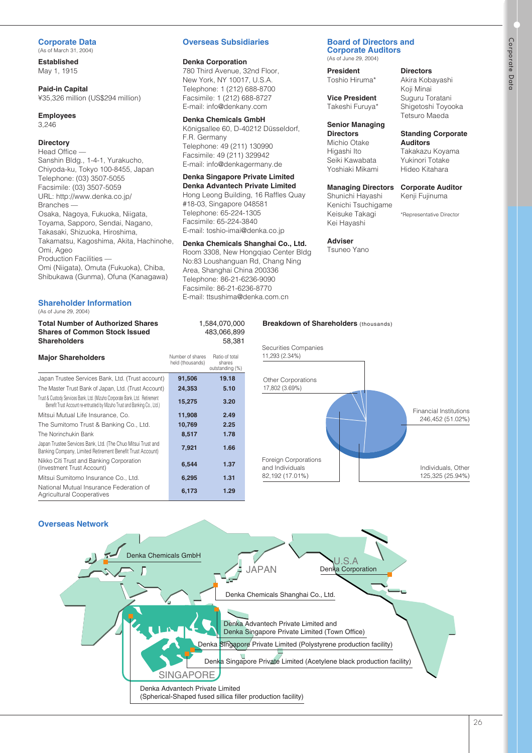## Corporate Data

(As of March 31, 2004)

**Established**
May 1, 1915

**Paid-in Capital**
¥35,326 million (US$294 million)

**Employees**
3,246

**Directory**
Head Office —
Sanshin Bldg., 1-4-1, Yurakucho,
Chiyoda-ku, Tokyo 100-8455, Japan
Telephone: (03) 3507-5055
Facsimile: (03) 3507-5059
URL: http://www.denka.co.jp/
Branches —
Osaka, Nagoya, Fukuoka, Niigata, Toyama, Sapporo, Sendai, Nagano, Takasaki, Shizuoka, Hiroshima, Takamatsu, Kagoshima, Akita, Hachinohe, Omi, Ageo
Production Facilities —
Omi (Niigata), Omuta (Fukuoka), Chiba, Shibukawa (Gunma), Ofuna (Kanagawa)

## Overseas Subsidiaries

**Denka Corporation**
780 Third Avenue, 32nd Floor,
New York, NY 10017, U.S.A.
Telephone: 1 (212) 688-8700
Facsimile: 1 (212) 688-8727
E-mail: info@denkany.com

**Denka Chemicals GmbH**
Königsallee 60, D-40212 Düsseldorf,
F.R. Germany
Telephone: 49 (211) 130990
Facsimile: 49 (211) 329942
E-mail: info@denkagermany.de

**Denka Singapore Private Limited**
**Denka Advantech Private Limited**
Hong Leong Building, 16 Raffles Quay
#18-03, Singapore 048581
Telephone: 65-224-1305
Facsimile: 65-224-3840
E-mail: toshio-imai@denka.co.jp

**Denka Chemicals Shanghai Co., Ltd.**
Room 3308, New Hongqiao Center Bldg
No:83 Loushanguan Rd, Chang Ning
Area, Shanghai China 200336
Telephone: 86-21-6236-9090
Facsimile: 86-21-6236-8770
E-mail: ttsushima@denka.com.cn

## Board of Directors and Corporate Auditors

(As of June 29, 2004)

**President**
Toshio Hiruma*

**Vice President**
Takeshi Furuya*

**Senior Managing Directors**
Michio Otake
Higashi Ito
Seiki Kawabata
Yoshiaki Mikami

**Managing Directors**
Shunichi Hayashi
Kenichi Tsuchigame
Keisuke Takagi
Kei Hayashi

**Adviser**
Tsuneo Yano

**Directors**
Akira Kobayashi
Koji Minai
Suguru Toratani
Shigetoshi Toyooka
Tetsuro Maeda

**Standing Corporate Auditors**
Takakazu Koyama
Yukinori Totake
Hideo Kitahara

**Corporate Auditor**
Kenji Fujinuma

*Representative Director

## Shareholder Information

(As of June 29, 2004)

| | |
|---|---|
| **Total Number of Authorized Shares** | 1,584,070,000 |
| **Shares of Common Stock Issued** | 483,066,899 |
| **Shareholders** | 58,381 |

| **Major Shareholders** | Number of shares held (thousands) | Ratio of total shares outstanding (%) |
|---|---|---|
| Japan Trustee Services Bank, Ltd. (Trust account) | 91,506 | 19.18 |
| The Master Trust Bank of Japan, Ltd. (Trust Account) | 24,353 | 5.10 |
| Trust & Custody Services Bank, Ltd. (Mizuho Corporate Bank, Ltd. Retirement Benefit Trust Account re-entrusted by Mizuho Trust and Banking Co., Ltd.) | 15,275 | 3.20 |
| Mitsui Mutual Life Insurance, Co. | 11,908 | 2.49 |
| The Sumitomo Trust & Banking Co., Ltd. | 10,769 | 2.25 |
| The Norinchukin Bank | 8,517 | 1.78 |
| Japan Trustee Services Bank, Ltd. (The Chuo Mitsui Trust and Banking Company, Limited Retirement Benefit Trust Account) | 7,921 | 1.66 |
| Nikko Citi Trust and Banking Corporation (Investment Trust Account) | 6,544 | 1.37 |
| Mitsui Sumitomo Insurance Co., Ltd. | 6,295 | 1.31 |
| National Mutual Insurance Federation of Agricultural Cooperatives | 6,173 | 1.29 |

**Breakdown of Shareholders** (thousands)

- Financial Institutions 246,452 (51.02%)
- Individuals, Other 125,325 (25.94%)
- Foreign Corporations and Individuals 82,192 (17.01%)
- Other Corporations 17,802 (3.69%)
- Securities Companies 11,293 (2.34%)

## Overseas Network

- Denka Chemicals GmbH
- JAPAN
- U.S.A — Denka Corporation
- Denka Chemicals Shanghai Co., Ltd.
- Denka Advantech Private Limited and Denka Singapore Private Limited (Town Office)
- Denka Singapore Private Limited (Polystyrene production facility)
- Denka Singapore Private Limited (Acetylene black production facility)
- SINGAPORE
- Denka Advantech Private Limited (Spherical-Shaped fused sillica filler production facility)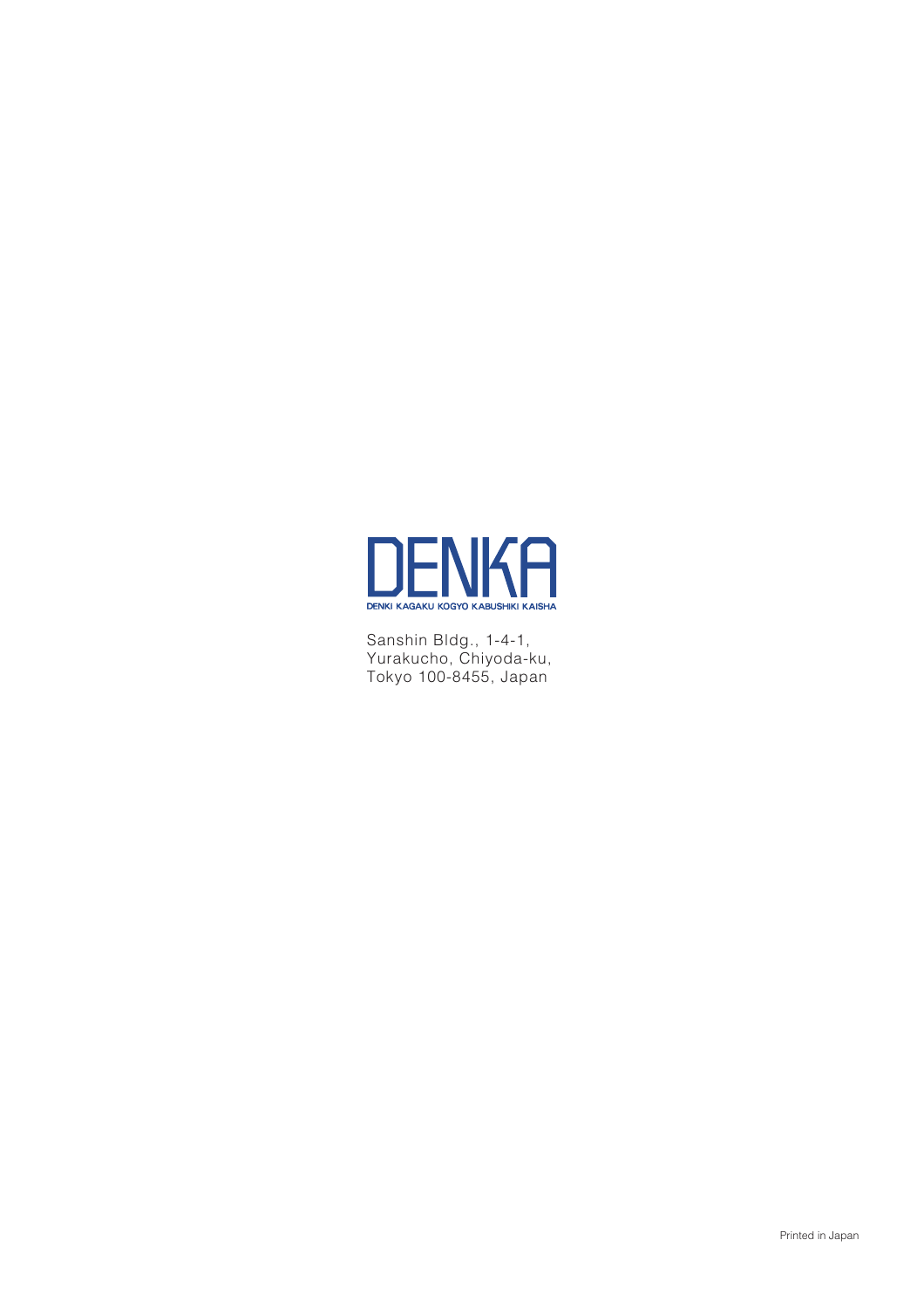DENKA

DENKI KAGAKU KOGYO KABUSHIKI KAISHA

Sanshin Bldg., 1-4-1,
Yurakucho, Chiyoda-ku,
Tokyo 100-8455, Japan

Printed in Japan